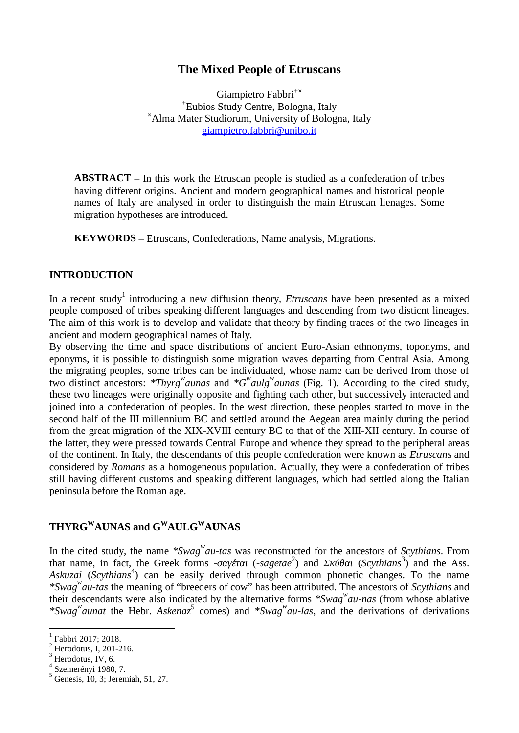# The Mixed People of Etruscans

Giampietro Fabbri[+×]

[+]Eubios Study Centre, Bologna, Italy

[×]Alma Mater Studiorum, University of Bologna, Italy

giampietro.fabbri@unibo.it

**ABSTRACT** – In this work the Etruscan people is studied as a confederation of tribes having different origins. Ancient and modern geographical names and historical people names of Italy are analysed in order to distinguish the main Etruscan lienages. Some migration hypotheses are introduced.

**KEYWORDS** – Etruscans, Confederations, Name analysis, Migrations.

## INTRODUCTION

In a recent study[1] introducing a new diffusion theory, *Etruscans* have been presented as a mixed people composed of tribes speaking different languages and descending from two disticnt lineages. The aim of this work is to develop and validate that theory by finding traces of the two lineages in ancient and modern geographical names of Italy.

By observing the time and space distributions of ancient Euro-Asian ethnonyms, toponyms, and eponyms, it is possible to distinguish some migration waves departing from Central Asia. Among the migrating peoples, some tribes can be individuated, whose name can be derived from those of two distinct ancestors: *\*Thyrg$^w$aunas* and *\*G$^w$aulg$^w$aunas* (Fig. 1). According to the cited study, these two lineages were originally opposite and fighting each other, but successively interacted and joined into a confederation of peoples. In the west direction, these peoples started to move in the second half of the III millennium BC and settled around the Aegean area mainly during the period from the great migration of the XIX-XVIII century BC to that of the XIII-XII century. In course of the latter, they were pressed towards Central Europe and whence they spread to the peripheral areas of the continent. In Italy, the descendants of this people confederation were known as *Etruscans* and considered by *Romans* as a homogeneous population. Actually, they were a confederation of tribes still having different customs and speaking different languages, which had settled along the Italian peninsula before the Roman age.

## THYRG$^W$AUNAS and G$^W$AULG$^W$AUNAS

In the cited study, the name *\*Swag$^w$au-tas* was reconstructed for the ancestors of *Scythians*. From that name, in fact, the Greek forms *-σαγέται* (*-sagetae*[2]) and *Σκύθαι* (*Scythians*[3]) and the Ass. *Askuzai* (*Scythians*[4]) can be easily derived through common phonetic changes. To the name *\*Swag$^w$au-tas* the meaning of "breeders of cow" has been attributed. The ancestors of *Scythians* and their descendants were also indicated by the alternative forms *\*Swag$^w$au-nas* (from whose ablative *\*Swag$^w$aunat* the Hebr. *Askenaz*[5] comes) and *\*Swag$^w$au-las*, and the derivations of derivations

---

[1] Fabbri 2017; 2018.

[2] Herodotus, I, 201-216.

[3] Herodotus, IV, 6.

[4] Szemerényi 1980, 7.

[5] Genesis, 10, 3; Jeremiah, 51, 27.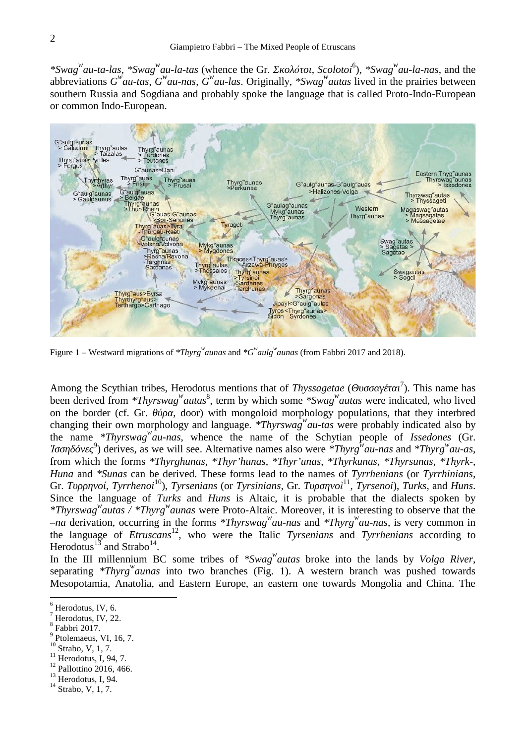*\*Swag<sup>w</sup>au-ta-las*, *\*Swag<sup>w</sup>au-la-tas* (whence the Gr. *Σκολότοι*, *Scolotoi*[6]), *\*Swag<sup>w</sup>au-la-nas*, and the abbreviations *G<sup>w</sup>au-tas*, *G<sup>w</sup>au-nas*, *G<sup>w</sup>au-las*. Originally, *\*Swag<sup>w</sup>autas* lived in the prairies between southern Russia and Sogdiana and probably spoke the language that is called Proto-Indo-European or common Indo-European.

Figure 1 – Westward migrations of *\*Thyrg<sup>w</sup>aunas* and *\*G<sup>w</sup>aulg<sup>w</sup>aunas* (from Fabbri 2017 and 2018).

Among the Scythian tribes, Herodotus mentions that of *Thyssagetae* (*Θυσσαγέται*[7]). This name has been derived from *\*Thyrswag<sup>w</sup>autas*[8], term by which some *\*Swag<sup>w</sup>autas* were indicated, who lived on the border (cf. Gr. *θύρα*, door) with mongoloid morphology populations, that they interbred changing their own morphology and language. *\*Thyrswag<sup>w</sup>au-tas* were probably indicated also by the name *\*Thyrswag<sup>w</sup>au-nas*, whence the name of the Schytian people of *Issedones* (Gr. *Ἰσσηδόνες*[9]) derives, as we will see. Alternative names also were *\*Thyrg<sup>w</sup>au-nas* and *\*Thyrg<sup>w</sup>au-as*, from which the forms *\*Thyrghunas*, *\*Thyr'hunas*, *\*Thyr'unas*, *\*Thyrkunas*, *\*Thyrsunas*, *\*Thyrk-*, *Huna* and *\*Sunas* can be derived. These forms lead to the names of *Tyrrhenians* (or *Tyrrhinians*, Gr. *Τυρρηνοί*, *Tyrrhenoi*[10]), *Tyrsenians* (or *Tyrsinians*, Gr. *Τυρσηνοὶ*[11], *Tyrsenoi*), *Turks*, and *Huns*. Since the language of *Turks* and *Huns* is Altaic, it is probable that the dialects spoken by *\*Thyrswag<sup>w</sup>autas / \*Thyrg<sup>w</sup>aunas* were Proto-Altaic. Moreover, it is interesting to observe that the *–na* derivation, occurring in the forms *\*Thyrswag<sup>w</sup>au-nas* and *\*Thyrg<sup>w</sup>au-nas*, is very common in the language of *Etruscans*[12], who were the Italic *Tyrsenians* and *Tyrrhenians* according to Herodotus[13] and Strabo[14].

In the III millennium BC some tribes of *\*Swag<sup>w</sup>autas* broke into the lands by *Volga River*, separating *\*Thyrg<sup>w</sup>aunas* into two branches (Fig. 1). A western branch was pushed towards Mesopotamia, Anatolia, and Eastern Europe, an eastern one towards Mongolia and China. The

[6] Herodotus, IV, 6.
[7] Herodotus, IV, 22.
[8] Fabbri 2017.
[9] Ptolemaeus, VI, 16, 7.
[10] Strabo, V, 1, 7.
[11] Herodotus, I, 94, 7.
[12] Pallottino 2016, 466.
[13] Herodotus, I, 94.
[14] Strabo, V, 1, 7.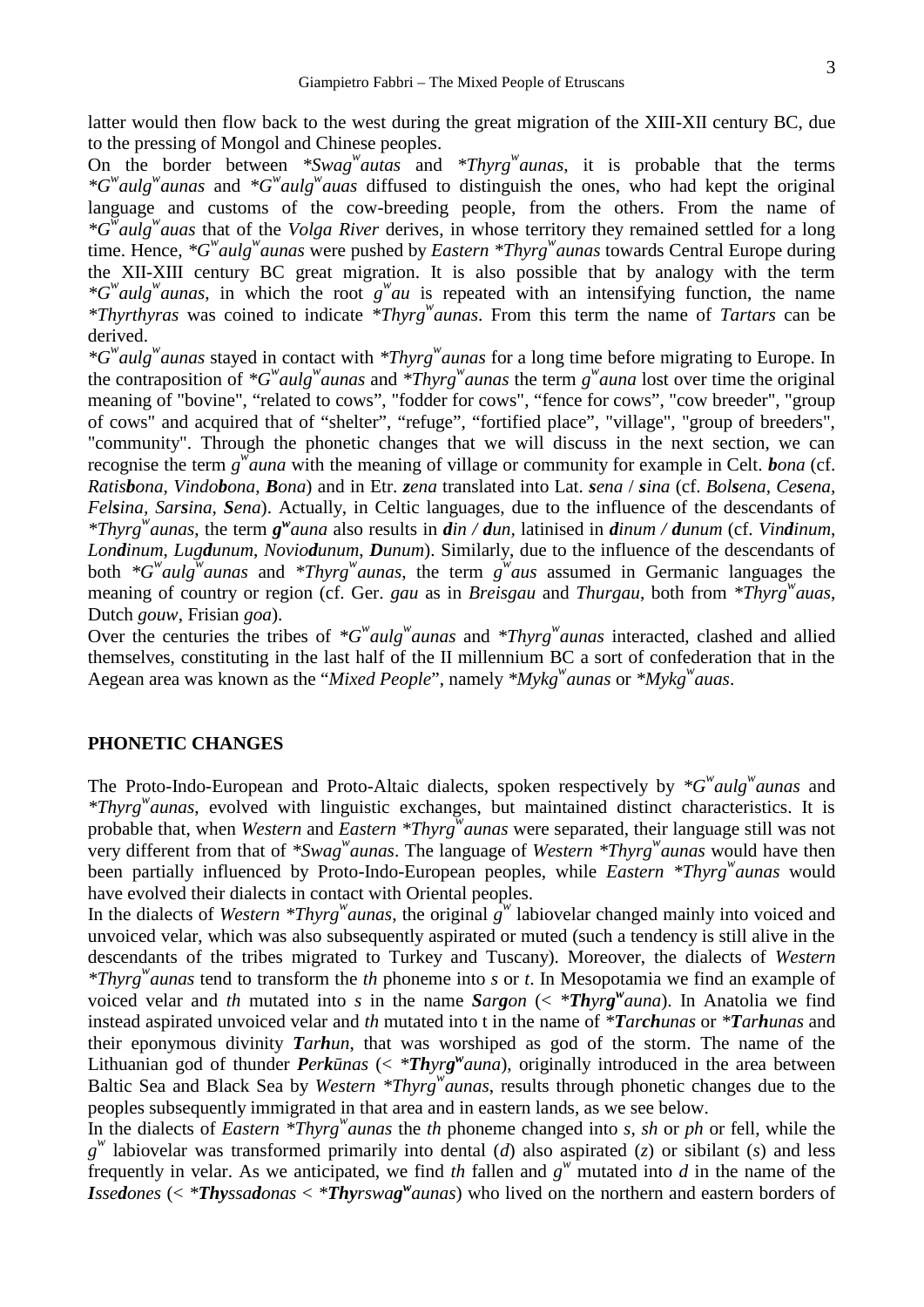latter would then flow back to the west during the great migration of the XIII-XII century BC, due to the pressing of Mongol and Chinese peoples.

On the border between *\*Swag$^w$autas* and *\*Thyrg$^w$aunas*, it is probable that the terms *\*G$^w$aulg$^w$aunas* and *\*G$^w$aulg$^w$auas* diffused to distinguish the ones, who had kept the original language and customs of the cow-breeding people, from the others. From the name of *\*G$^w$aulg$^w$auas* that of the *Volga River* derives, in whose territory they remained settled for a long time. Hence, *\*G$^w$aulg$^w$aunas* were pushed by *Eastern \*Thyrg$^w$aunas* towards Central Europe during the XII-XIII century BC great migration. It is also possible that by analogy with the term *\*G$^w$aulg$^w$aunas*, in which the root *g$^w$au* is repeated with an intensifying function, the name *\*Thyrthyras* was coined to indicate *\*Thyrg$^w$aunas*. From this term the name of *Tartars* can be derived.

*\*G$^w$aulg$^w$aunas* stayed in contact with *\*Thyrg$^w$aunas* for a long time before migrating to Europe. In the contraposition of *\*G$^w$aulg$^w$aunas* and *\*Thyrg$^w$aunas* the term *g$^w$auna* lost over time the original meaning of "bovine", "related to cows", "fodder for cows", "fence for cows", "cow breeder", "group of cows" and acquired that of "shelter", "refuge", "fortified place", "village", "group of breeders", "community". Through the phonetic changes that we will discuss in the next section, we can recognise the term *g$^w$auna* with the meaning of village or community for example in Celt. ***b**ona* (cf. *Ratis**b**ona*, *Vindo**b**ona*, ***B**ona*) and in Etr. ***z**ena* translated into Lat. ***s**ena* / ***s**ina* (cf. *Bol**s**ena*, *Ce**s**ena*, *Fel**s**ina*, *Sar**s**ina*, ***S**ena*). Actually, in Celtic languages, due to the influence of the descendants of *\*Thyrg$^w$aunas*, the term ***g$^w$**auna* also results in ***d**in / **d**un*, latinised in ***d**inum / **d**unum* (cf. *Vin**d**inum*, *Lon**d**inum*, *Lug**d**unum*, *Novio**d**unum*, ***D**unum*). Similarly, due to the influence of the descendants of both *\*G$^w$aulg$^w$aunas* and *\*Thyrg$^w$aunas*, the term *g$^w$aus* assumed in Germanic languages the meaning of country or region (cf. Ger. *gau* as in *Breisgau* and *Thurgau*, both from *\*Thyrg$^w$auas*, Dutch *gouw*, Frisian *goa*).

Over the centuries the tribes of *\*G$^w$aulg$^w$aunas* and *\*Thyrg$^w$aunas* interacted, clashed and allied themselves, constituting in the last half of the II millennium BC a sort of confederation that in the Aegean area was known as the "*Mixed People*", namely *\*Mykg$^w$aunas* or *\*Mykg$^w$auas*.

## PHONETIC CHANGES

The Proto-Indo-European and Proto-Altaic dialects, spoken respectively by *\*G$^w$aulg$^w$aunas* and *\*Thyrg$^w$aunas*, evolved with linguistic exchanges, but maintained distinct characteristics. It is probable that, when *Western* and *Eastern \*Thyrg$^w$aunas* were separated, their language still was not very different from that of *\*Swag$^w$aunas*. The language of *Western \*Thyrg$^w$aunas* would have then been partially influenced by Proto-Indo-European peoples, while *Eastern \*Thyrg$^w$aunas* would have evolved their dialects in contact with Oriental peoples.

In the dialects of *Western \*Thyrg$^w$aunas*, the original *g$^w$* labiovelar changed mainly into voiced and unvoiced velar, which was also subsequently aspirated or muted (such a tendency is still alive in the descendants of the tribes migrated to Turkey and Tuscany). Moreover, the dialects of *Western \*Thyrg$^w$aunas* tend to transform the *th* phoneme into *s* or *t*. In Mesopotamia we find an example of voiced velar and *th* mutated into *s* in the name ***S**ar**g**on* (< *\*__Th__yr**g$^w$**auna*). In Anatolia we find instead aspirated unvoiced velar and *th* mutated into t in the name of *\*__T__ar**ch**unas* or *\*__T__ar**h**unas* and their eponymous divinity ***T**ar**h**un*, that was worshiped as god of the storm. The name of the Lithuanian god of thunder ***P**er**k**ūnas* (< *\*__Th__yr**g$^w$**auna*), originally introduced in the area between Baltic Sea and Black Sea by *Western \*Thyrg$^w$aunas*, results through phonetic changes due to the peoples subsequently immigrated in that area and in eastern lands, as we see below.

In the dialects of *Eastern \*Thyrg$^w$aunas* the *th* phoneme changed into *s*, *sh* or *ph* or fell, while the *g$^w$* labiovelar was transformed primarily into dental (*d*) also aspirated (*z*) or sibilant (*s*) and less frequently in velar. As we anticipated, we find *th* fallen and *g$^w$* mutated into *d* in the name of the ***I**sse**d**ones* (< *\*__Th__yssa**d**onas* < *\*__Th__yrswa**g$^w$**aunas*) who lived on the northern and eastern borders of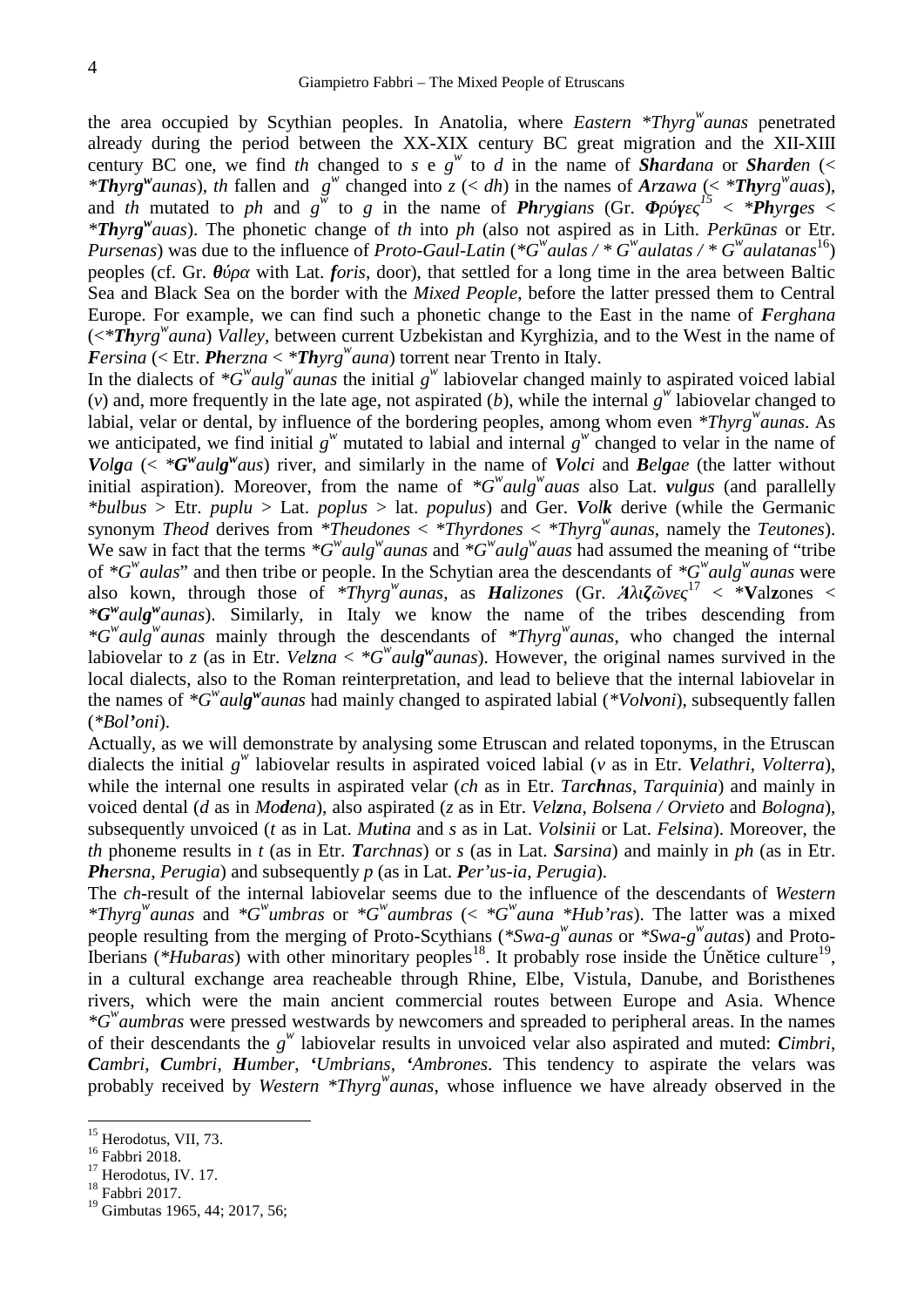the area occupied by Scythian peoples. In Anatolia, where *Eastern* **Thyrg*$^{w}$*aunas* penetrated already during the period between the XX-XIX century BC great migration and the XII-XIII century BC one, we find *th* changed to *s* e $g^{w}$ to *d* in the name of ***Shardana*** or ***Sharden*** (< **Thyrg*$^{w}$*aunas*), *th* fallen and $g^{w}$ changed into *z* (< *dh*) in the names of ***Arzawa*** (< **Thyrg*$^{w}$*auas*), and *th* mutated to *ph* and $g^{w}$ to *g* in the name of ***Phrygians*** (Gr. *Φρύγες*[15] < **Phyrges* < **Thyrg*$^{w}$*auas*). The phonetic change of *th* into *ph* (also not aspired as in Lith. *Perkūnas* or Etr. *Pursenas*) was due to the influence of *Proto-Gaul-Latin* (**G*$^{w}$*aulas* / * *G*$^{w}$*aulatas* / * *G*$^{w}$*aulatanas*[16]) peoples (cf. Gr. *θύρα* with Lat. *foris*, door), that settled for a long time in the area between Baltic Sea and Black Sea on the border with the *Mixed People*, before the latter pressed them to Central Europe. For example, we can find such a phonetic change to the East in the name of ***Ferghana*** (<**Thyrg*$^{w}$*auna*) *Valley*, between current Uzbekistan and Kyrghizia, and to the West in the name of ***Fersina*** (< Etr. ***Pherzna*** < **Thyrg*$^{w}$*auna*) torrent near Trento in Italy.

In the dialects of **G*$^{w}$*aulg*$^{w}$*aunas* the initial $g^{w}$ labiovelar changed mainly to aspirated voiced labial (*v*) and, more frequently in the late age, not aspirated (*b*), while the internal $g^{w}$ labiovelar changed to labial, velar or dental, by influence of the bordering peoples, among whom even **Thyrg*$^{w}$*aunas*. As we anticipated, we find initial $g^{w}$ mutated to labial and internal $g^{w}$ changed to velar in the name of ***Volga*** (< **G*$^{w}$*aulg*$^{w}$*aus*) river, and similarly in the name of ***Volci*** and ***Belgae*** (the latter without initial aspiration). Moreover, from the name of **G*$^{w}$*aulg*$^{w}$*auas* also Lat. ***vulgus*** (and parallelly **bulbus* > Etr. *puplu* > Lat. *poplus* > lat. *populus*) and Ger. ***Volk*** derive (while the Germanic synonym *Theod* derives from **Theudones* < **Thyrdones* < **Thyrg*$^{w}$*aunas*, namely the *Teutones*). We saw in fact that the terms **G*$^{w}$*aulg*$^{w}$*aunas* and **G*$^{w}$*aulg*$^{w}$*auas* had assumed the meaning of "tribe of **G*$^{w}$*aulas*" and then tribe or people. In the Schytian area the descendants of **G*$^{w}$*aulg*$^{w}$*aunas* were also kown, through those of **Thyrg*$^{w}$*aunas*, as ***Halizones*** (Gr. *Ἁλιζῶνες*[17] < \***V**al**z**ones < **G*$^{w}$*aulg*$^{w}$*aunas*). Similarly, in Italy we know the name of the tribes descending from **G*$^{w}$*aulg*$^{w}$*aunas* mainly through the descendants of **Thyrg*$^{w}$*aunas*, who changed the internal labiovelar to *z* (as in Etr. *Velzna* < **G*$^{w}$*aulg*$^{w}$*aunas*). However, the original names survived in the local dialects, also to the Roman reinterpretation, and lead to believe that the internal labiovelar in the names of **G*$^{w}$*aulg*$^{w}$*aunas* had mainly changed to aspirated labial (**Volvoni*), subsequently fallen (**Bol'oni*).

Actually, as we will demonstrate by analysing some Etruscan and related toponyms, in the Etruscan dialects the initial $g^{w}$ labiovelar results in aspirated voiced labial (*v* as in Etr. ***Velathri***, *Volterra*), while the internal one results in aspirated velar (*ch* as in Etr. *Tarchnas*, *Tarquinia*) and mainly in voiced dental (*d* as in *Modena*), also aspirated (*z* as in Etr. *Velzna*, *Bolsena / Orvieto* and *Bologna*), subsequently unvoiced (*t* as in Lat. *Mutina* and *s* as in Lat. *Volsinii* or Lat. *Felsina*). Moreover, the *th* phoneme results in *t* (as in Etr. ***Tarchnas***) or *s* (as in Lat. ***Sarsina***) and mainly in *ph* (as in Etr. ***Phersna***, *Perugia*) and subsequently *p* (as in Lat. ***Per'us-ia***, *Perugia*).

The *ch*-result of the internal labiovelar seems due to the influence of the descendants of *Western* **Thyrg*$^{w}$*aunas* and **G*$^{w}$*umbras* or **G*$^{w}$*aumbras* (< **G*$^{w}$*auna* **Hub'ras*). The latter was a mixed people resulting from the merging of Proto-Scythians (**Swa-g*$^{w}$*aunas* or **Swa-g*$^{w}$*autas*) and Proto-Iberians (**Hubaras*) with other minoritary peoples[18]. It probably rose inside the Únětice culture[19], in a cultural exchange area reacheable through Rhine, Elbe, Vistula, Danube, and Boristhenes rivers, which were the main ancient commercial routes between Europe and Asia. Whence **G*$^{w}$*aumbras* were pressed westwards by newcomers and spreaded to peripheral areas. In the names of their descendants the $g^{w}$ labiovelar results in unvoiced velar also aspirated and muted: ***Cimbri***, ***Cambri***, ***Cumbri***, ***Humber***, ***'Umbrians***, ***'Ambrones***. This tendency to aspirate the velars was probably received by *Western* **Thyrg*$^{w}$*aunas*, whose influence we have already observed in the

---

[15] Herodotus, VII, 73.
[16] Fabbri 2018.
[17] Herodotus, IV. 17.
[18] Fabbri 2017.
[19] Gimbutas 1965, 44; 2017, 56;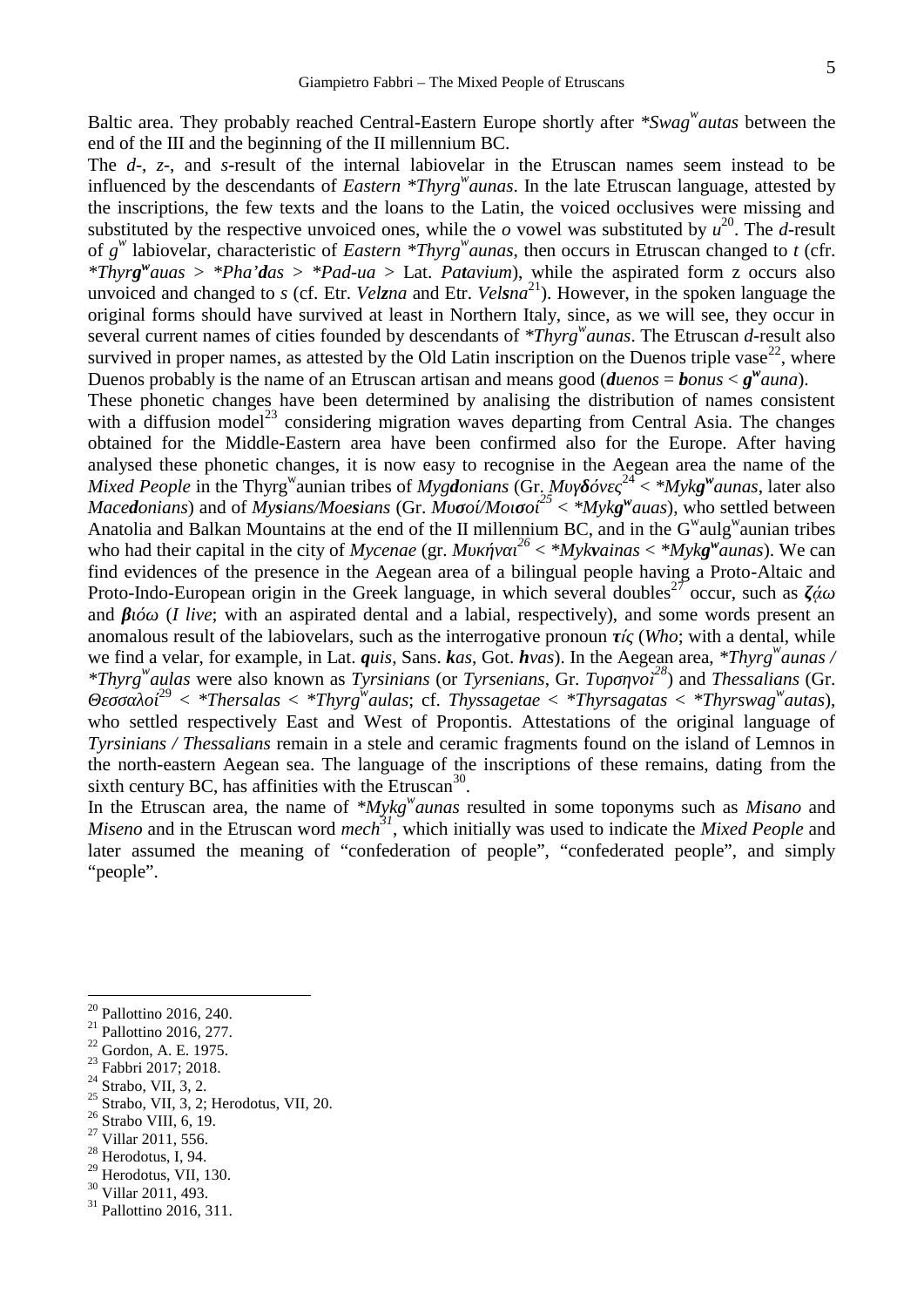Baltic area. They probably reached Central-Eastern Europe shortly after *\*Swag$^w$autas* between the end of the III and the beginning of the II millennium BC.

The *d*-, *z*-, and *s*-result of the internal labiovelar in the Etruscan names seem instead to be influenced by the descendants of *Eastern \*Thyrg$^w$aunas*. In the late Etruscan language, attested by the inscriptions, the few texts and the loans to the Latin, the voiced occlusives were missing and substituted by the respective unvoiced ones, while the *o* vowel was substituted by *u*[20]. The *d*-result of *g$^w$* labiovelar, characteristic of *Eastern \*Thyrg$^w$aunas*, then occurs in Etruscan changed to *t* (cfr. *\*Thyr**g$^w$**auas* > *\*Pha'**d**as* > *\*Pad-ua* > Lat. *Pa**t**avium*), while the aspirated form z occurs also unvoiced and changed to *s* (cf. Etr. *Vel**z**na* and Etr. *Vel**s**na*[21]). However, in the spoken language the original forms should have survived at least in Northern Italy, since, as we will see, they occur in several current names of cities founded by descendants of *\*Thyrg$^w$aunas*. The Etruscan *d*-result also survived in proper names, as attested by the Old Latin inscription on the Duenos triple vase[22], where Duenos probably is the name of an Etruscan artisan and means good (***d**uenos* = ***b**onus* < ***g$^w$**auna*).

These phonetic changes have been determined by analising the distribution of names consistent with a diffusion model[23] considering migration waves departing from Central Asia. The changes obtained for the Middle-Eastern area have been confirmed also for the Europe. After having analysed these phonetic changes, it is now easy to recognise in the Aegean area the name of the *Mixed People* in the Thyrg$^w$aunian tribes of *Myg**d**onians* (Gr. *Μυγ**δ**όνες*[24] < *\*Myk**g$^w$**aunas*, later also *Mace**d**onians*) and of *My**s**ians/Moe**s**ians* (Gr. *Μυ**σ**οί/Μοι**σ**οί*[25] < *\*Myk**g$^w$**auas*), who settled between Anatolia and Balkan Mountains at the end of the II millennium BC, and in the G$^w$aulg$^w$aunian tribes who had their capital in the city of *Mycenae* (gr. *Μυκήναι*[26] < *\*Myk**v**ainas* < *\*Myk**g$^w$**aunas*). We can find evidences of the presence in the Aegean area of a bilingual people having a Proto-Altaic and Proto-Indo-European origin in the Greek language, in which several doubles[27] occur, such as ***ζ**άω* and ***β**ιόω* (*I live*; with an aspirated dental and a labial, respectively), and some words present an anomalous result of the labiovelars, such as the interrogative pronoun ***τ**ίς* (*Who*; with a dental, while we find a velar, for example, in Lat. ***q**uis*, Sans. ***k**as*, Got. ***h**vas*). In the Aegean area, *\*Thyrg$^w$aunas / \*Thyrg$^w$aulas* were also known as *Tyrsinians* (or *Tyrsenians*, Gr. *Τυρσηνοί*[28]) and *Thessalians* (Gr. *Θεσσαλοί*[29] < *\*Thersalas* < *\*Thyrg$^w$aulas*; cf. *Thyssagetae* < *\*Thyrsagatas* < *\*Thyrswag$^w$autas*), who settled respectively East and West of Propontis. Attestations of the original language of *Tyrsinians / Thessalians* remain in a stele and ceramic fragments found on the island of Lemnos in the north-eastern Aegean sea. The language of the inscriptions of these remains, dating from the sixth century BC, has affinities with the Etruscan[30].

In the Etruscan area, the name of *\*Mykg$^w$aunas* resulted in some toponyms such as *Misano* and *Miseno* and in the Etruscan word *mech*[31], which initially was used to indicate the *Mixed People* and later assumed the meaning of "confederation of people", "confederated people", and simply "people".

---

[20] Pallottino 2016, 240.
[21] Pallottino 2016, 277.
[22] Gordon, A. E. 1975.
[23] Fabbri 2017; 2018.
[24] Strabo, VII, 3, 2.
[25] Strabo, VII, 3, 2; Herodotus, VII, 20.
[26] Strabo VIII, 6, 19.
[27] Villar 2011, 556.
[28] Herodotus, I, 94.
[29] Herodotus, VII, 130.
[30] Villar 2011, 493.
[31] Pallottino 2016, 311.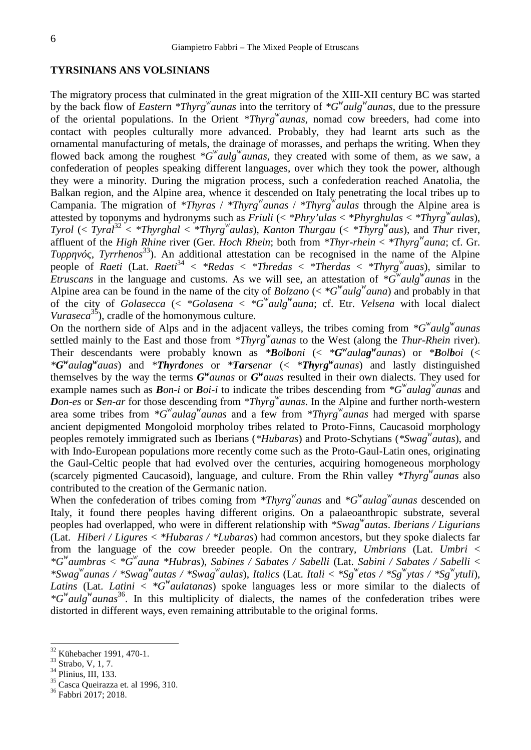## TYRSINIANS ANS VOLSINIANS

The migratory process that culminated in the great migration of the XIII-XII century BC was started by the back flow of *Eastern \*Thyrg^w^aunas* into the territory of *\*G^w^aulg^w^aunas*, due to the pressure of the oriental populations. In the Orient *\*Thyrg^w^aunas*, nomad cow breeders, had come into contact with peoples culturally more advanced. Probably, they had learnt arts such as the ornamental manufacturing of metals, the drainage of morasses, and perhaps the writing. When they flowed back among the roughest *\*G^w^aulg^w^aunas*, they created with some of them, as we saw, a confederation of peoples speaking different languages, over which they took the power, although they were a minority. During the migration process, such a confederation reached Anatolia, the Balkan region, and the Alpine area, whence it descended on Italy penetrating the local tribes up to Campania. The migration of *\*Thyras* / *\*Thyrg^w^aunas* / *\*Thyrg^w^aulas* through the Alpine area is attested by toponyms and hydronyms such as *Friuli* (< *\*Phry'ulas* < *\*Phyrghulas* < *\*Thyrg^w^aulas*), *Tyrol* (< *Tyral*[32] < *\*Thyrghal* < *\*Thyrg^w^aulas*), *Kanton Thurgau* (< *\*Thyrg^w^aus*), and *Thur* river, affluent of the *High Rhine* river (Ger. *Hoch Rhein*; both from *\*Thyr-rhein* < *\*Thyrg^w^auna*; cf. Gr. *Τυρρηνός*, *Tyrrhenos*[33]). An additional attestation can be recognised in the name of the Alpine people of *Raeti* (Lat. *Raeti*[34] < *\*Redas* < *\*Thredas* < *\*Therdas* < *\*Thyrg^w^auas*), similar to *Etruscans* in the language and customs. As we will see, an attestation of *\*G^w^aulg^w^aunas* in the Alpine area can be found in the name of the city of *Bolzano* (< *\*G^w^aulg^w^auna*) and probably in that of the city of *Golasecca* (< *\*Golasena* < *\*G^w^aulg^w^auna*; cf. Etr. *Velsena* with local dialect *Vuraseca*[35]), cradle of the homonymous culture.

On the northern side of Alps and in the adjacent valleys, the tribes coming from *\*G^w^aulg^w^aunas* settled mainly to the East and those from *\*Thyrg^w^aunas* to the West (along the *Thur-Rhein* river). Their descendants were probably known as *\****B****ol****b****oni* (< *\****G^w^****aula****g^w^****aunas*) or *\****B****ol****b****oi* (< *\****G^w^****aula****g^w^****auas*) and *\****Thyrd****ones* or *\****Tars****enar* (< *\****Thyrg^w^****aunas*) and lastly distinguished themselves by the way the terms ***G^w^****aunas* or ***G^w^****auas* resulted in their own dialects. They used for example names such as ***B****on-i* or ***B****oi-i* to indicate the tribes descending from *\*G^w^aulag^w^aunas* and ***D****on-es* or ***S****en-ar* for those descending from *\*Thyrg^w^aunas*. In the Alpine and further north-western area some tribes from *\*G^w^aulag^w^aunas* and a few from *\*Thyrg^w^aunas* had merged with sparse ancient depigmented Mongoloid morpholoy tribes related to Proto-Finns, Caucasoid morphology peoples remotely immigrated such as Iberians (*\*Hubaras*) and Proto-Schytians (*\*Swag^w^autas*), and with Indo-European populations more recently come such as the Proto-Gaul-Latin ones, originating the Gaul-Celtic people that had evolved over the centuries, acquiring homogeneous morphology (scarcely pigmented Caucasoid), language, and culture. From the Rhin valley *\*Thyrg^w^aunas* also contributed to the creation of the Germanic nation.

When the confederation of tribes coming from *\*Thyrg^w^aunas* and *\*G^w^aulag^w^aunas* descended on Italy, it found there peoples having different origins. On a palaeoanthropic substrate, several peoples had overlapped, who were in different relationship with *\*Swag^w^autas*. *Iberians / Ligurians* (Lat. *Hiberi / Ligures* < *\*Hubaras / \*Lubaras*) had common ancestors, but they spoke dialects far from the language of the cow breeder people. On the contrary, *Umbrians* (Lat. *Umbri* < *\*G^w^aumbras* < *\*G^w^auna \*Hubras*), *Sabines / Sabates / Sabelli* (Lat. *Sabini / Sabates / Sabelli* < *\*Swag^w^aunas / \*Swag^w^autas / \*Swag^w^aulas*), *Italics* (Lat. *Itali* < *\*Sg^w^etas / \*Sg^w^ytas / \*Sg^w^ytuli*), *Latins* (Lat. *Latini* < *\*G^w^aulatanas*) spoke languages less or more similar to the dialects of *\*G^w^aulg^w^aunas*[36]. In this multiplicity of dialects, the names of the confederation tribes were distorted in different ways, even remaining attributable to the original forms.

---

[32] Kühebacher 1991, 470-1.
[33] Strabo, V, 1, 7.
[34] Plinius, III, 133.
[35] Casca Queirazza et. al 1996, 310.
[36] Fabbri 2017; 2018.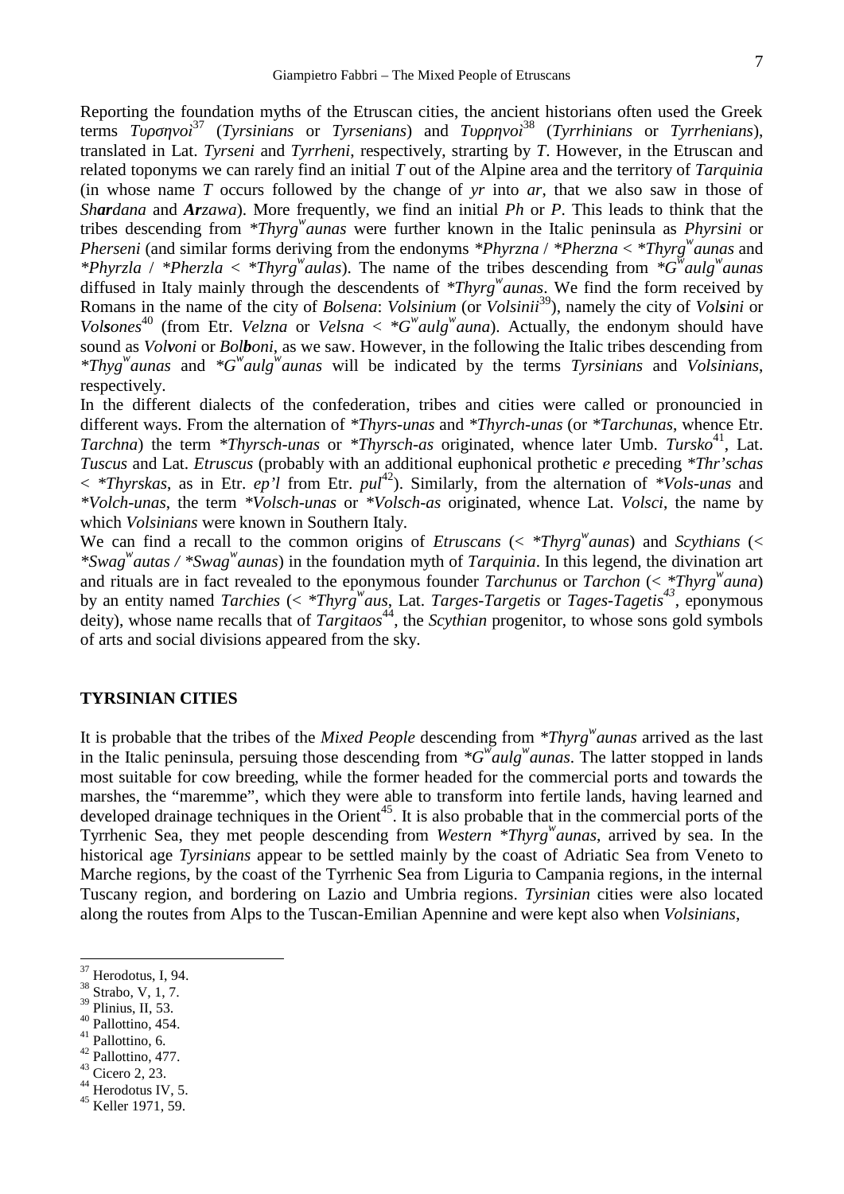Reporting the foundation myths of the Etruscan cities, the ancient historians often used the Greek terms *Τυρσηνοί*[37] (*Tyrsinians* or *Tyrsenians*) and *Τυρρηνοί*[38] (*Tyrrhinians* or *Tyrrhenians*), translated in Lat. *Tyrseni* and *Tyrrheni*, respectively, strarting by *T*. However, in the Etruscan and related toponyms we can rarely find an initial *T* out of the Alpine area and the territory of *Tarquinia* (in whose name *T* occurs followed by the change of *yr* into *ar*, that we also saw in those of ***Shar**dana* and ***Ar**zawa*). More frequently, we find an initial *Ph* or *P*. This leads to think that the tribes descending from *\*Thyrg$^w$aunas* were further known in the Italic peninsula as *Phyrsini* or *Pherseni* (and similar forms deriving from the endonyms *\*Phyrzna* / *\*Pherzna* < *\*Thyrg$^w$aunas* and *\*Phyrzla* / *\*Pherzla* < *\*Thyrg$^w$aulas*). The name of the tribes descending from *\*G$^w$aulg$^w$aunas* diffused in Italy mainly through the descendents of *\*Thyrg$^w$aunas*. We find the form received by Romans in the name of the city of *Bolsena*: *Volsinium* (or *Volsinii*[39]), namely the city of *Vol**s**ini* or *Vol**s**ones*[40] (from Etr. *Velzna* or *Velsna* < *\*G$^w$aulg$^w$auna*). Actually, the endonym should have sound as *Vol**v**oni* or *Bol**b**oni*, as we saw. However, in the following the Italic tribes descending from *\*Thyg$^w$aunas* and *\*G$^w$aulg$^w$aunas* will be indicated by the terms *Tyrsinians* and *Volsinians*, respectively.

In the different dialects of the confederation, tribes and cities were called or pronouncied in different ways. From the alternation of *\*Thyrs-unas* and *\*Thyrch-unas* (or *\*Tarchunas*, whence Etr. *Tarchna*) the term *\*Thyrsch-unas* or *\*Thyrsch-as* originated, whence later Umb. *Tursko*[41], Lat. *Tuscus* and Lat. *Etruscus* (probably with an additional euphonical prothetic *e* preceding *\*Thr'schas* < *\*Thyrskas*, as in Etr. *ep'l* from Etr. *pul*[42]). Similarly, from the alternation of *\*Vols-unas* and *\*Volch-unas*, the term *\*Volsch-unas* or *\*Volsch-as* originated, whence Lat. *Volsci*, the name by which *Volsinians* were known in Southern Italy.

We can find a recall to the common origins of *Etruscans* (< *\*Thyrg$^w$aunas*) and *Scythians* (< *\*Swag$^w$autas / \*Swag$^w$aunas*) in the foundation myth of *Tarquinia*. In this legend, the divination art and rituals are in fact revealed to the eponymous founder *Tarchunus* or *Tarchon* (< *\*Thyrg$^w$auna*) by an entity named *Tarchies* (< *\*Thyrg$^w$aus*, Lat. *Targes-Targetis* or *Tages-Tagetis*[43], eponymous deity), whose name recalls that of *Targitaos*[44], the *Scythian* progenitor, to whose sons gold symbols of arts and social divisions appeared from the sky.

## TYRSINIAN CITIES

It is probable that the tribes of the *Mixed People* descending from *\*Thyrg$^w$aunas* arrived as the last in the Italic peninsula, persuing those descending from *\*G$^w$aulg$^w$aunas*. The latter stopped in lands most suitable for cow breeding, while the former headed for the commercial ports and towards the marshes, the "maremme", which they were able to transform into fertile lands, having learned and developed drainage techniques in the Orient[45]. It is also probable that in the commercial ports of the Tyrrhenic Sea, they met people descending from *Western \*Thyrg$^w$aunas*, arrived by sea. In the historical age *Tyrsinians* appear to be settled mainly by the coast of Adriatic Sea from Veneto to Marche regions, by the coast of the Tyrrhenic Sea from Liguria to Campania regions, in the internal Tuscany region, and bordering on Lazio and Umbria regions. *Tyrsinian* cities were also located along the routes from Alps to the Tuscan-Emilian Apennine and were kept also when *Volsinians*,

---

[37] Herodotus, I, 94.
[38] Strabo, V, 1, 7.
[39] Plinius, II, 53.
[40] Pallottino, 454.
[41] Pallottino, 6.
[42] Pallottino, 477.
[43] Cicero 2, 23.
[44] Herodotus IV, 5.
[45] Keller 1971, 59.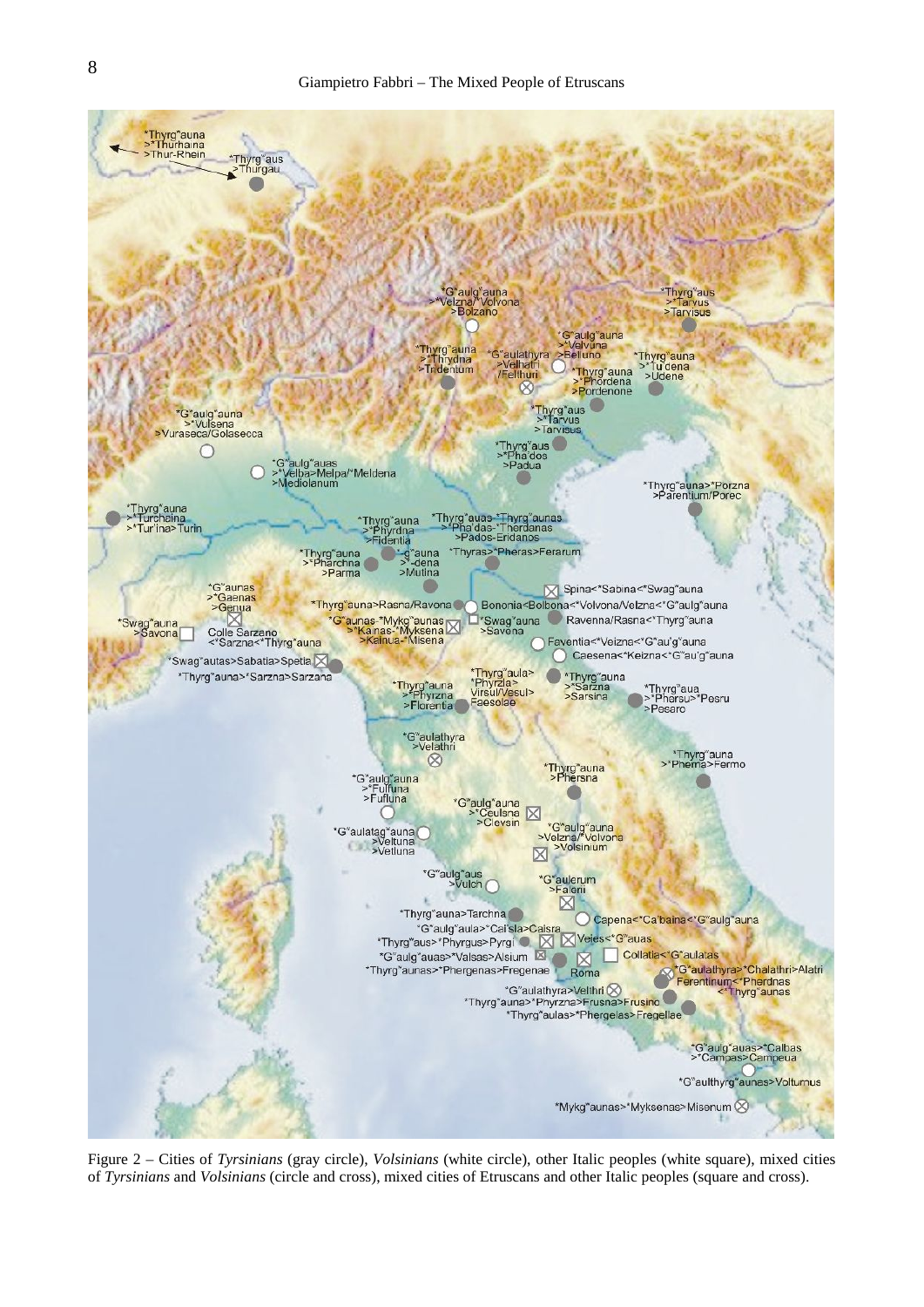Figure 2 – Cities of *Tyrsinians* (gray circle), *Volsinians* (white circle), other Italic peoples (white square), mixed cities of *Tyrsinians* and *Volsinians* (circle and cross), mixed cities of Etruscans and other Italic peoples (square and cross).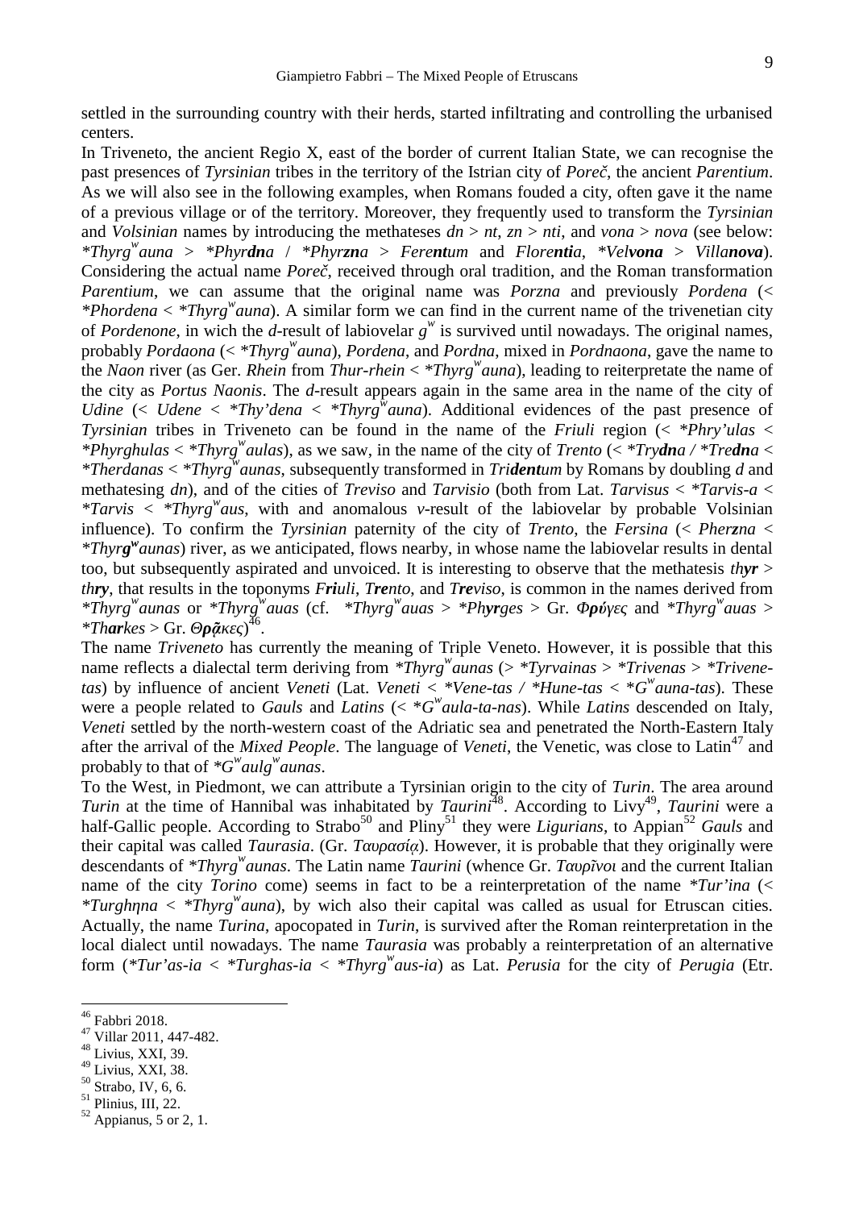settled in the surrounding country with their herds, started infiltrating and controlling the urbanised centers.

In Triveneto, the ancient Regio X, east of the border of current Italian State, we can recognise the past presences of *Tyrsinian* tribes in the territory of the Istrian city of *Poreč*, the ancient *Parentium*. As we will also see in the following examples, when Romans fouded a city, often gave it the name of a previous village or of the territory. Moreover, they frequently used to transform the *Tyrsinian* and *Volsinian* names by introducing the methateses *dn* > *nt*, *zn* > *nti*, and *vona* > *nova* (see below: *\*Thyrg*$^w$*auna* > *\*Phyr**dn**a* / *\*Phyr**zn**a* > *Fere**nt**um* and *Flore**nti**a*, *\*Vel**vona*** > *Villa**nova***). Considering the actual name *Poreč*, received through oral tradition, and the Roman transformation *Parentium*, we can assume that the original name was *Porzna* and previously *Pordena* (< *\*Phordena* < *\*Thyrg*$^w$*auna*). A similar form we can find in the current name of the trivenetian city of *Pordenone*, in wich the *d*-result of labiovelar *g*$^w$ is survived until nowadays. The original names, probably *Pordaona* (< *\*Thyrg*$^w$*auna*), *Pordena*, and *Pordna*, mixed in *Pordnaona*, gave the name to the *Naon* river (as Ger. *Rhein* from *Thur-rhein* < *\*Thyrg*$^w$*auna*), leading to reiterpretate the name of the city as *Portus Naonis*. The *d*-result appears again in the same area in the name of the city of *Udine* (< *Udene* < *\*Thy'dena* < *\*Thyrg*$^w$*auna*). Additional evidences of the past presence of *Tyrsinian* tribes in Triveneto can be found in the name of the *Friuli* region (< *\*Phry'ulas* < *\*Phyrghulas* < *\*Thyrg*$^w$*aulas*), as we saw, in the name of the city of *Trento* (< *\*Try**dn**a* / *\*Tre**dn**a* < *\*Therdanas* < *\*Thyrg*$^w$*aunas*, subsequently transformed in *Tri**dent**um* by Romans by doubling *d* and methatesing *dn*), and of the cities of *Treviso* and *Tarvisio* (both from Lat. *Tarvisus* < *\*Tarvis-a* < *\*Tarvis* < *\*Thyrg*$^w$*aus*, with and anomalous *v*-result of the labiovelar by probable Volsinian influence). To confirm the *Tyrsinian* paternity of the city of *Trento*, the *Fersina* (< *Pher**z**na* < *\*Thyr**g**$^w$**aunas***) river, as we anticipated, flows nearby, in whose name the labiovelar results in dental too, but subsequently aspirated and unvoiced. It is interesting to observe that the methatesis *th**yr*** > *th**ry***, that results in the toponyms *F**ri**uli*, *T**re**nto*, and *T**re**viso*, is common in the names derived from *\*Thyrg*$^w$*aunas* or *\*Thyrg*$^w$*auas* (cf. *\*Thyrg*$^w$*auas* > *\*Ph**yr**ges* > Gr. *Φ**ρύ**γες* and *\*Thyrg*$^w$*auas* > *\*Th**ar**kes* > Gr. *Θ**ρᾶ**κες*)[46].

The name *Triveneto* has currently the meaning of Triple Veneto. However, it is possible that this name reflects a dialectal term deriving from *\*Thyrg*$^w$*aunas* (> *\*Tyrvainas* > *\*Trivenas* > *\*Trivene-tas*) by influence of ancient *Veneti* (Lat. *Veneti* < *\*Vene-tas* / *\*Hune-tas* < *\*G*$^w$*auna-tas*). These were a people related to *Gauls* and *Latins* (< *\*G*$^w$*aula-ta-nas*). While *Latins* descended on Italy, *Veneti* settled by the north-western coast of the Adriatic sea and penetrated the North-Eastern Italy after the arrival of the *Mixed People*. The language of *Veneti*, the Venetic, was close to Latin[47] and probably to that of *\*G*$^w$*aulg*$^w$*aunas*.

To the West, in Piedmont, we can attribute a Tyrsinian origin to the city of *Turin*. The area around *Turin* at the time of Hannibal was inhabitated by *Taurini*[48]. According to Livy[49], *Taurini* were a half-Gallic people. According to Strabo[50] and Pliny[51] they were *Ligurians*, to Appian[52] *Gauls* and their capital was called *Taurasia*. (Gr. *Ταυρασία*). However, it is probable that they originally were descendants of *\*Thyrg*$^w$*aunas*. The Latin name *Taurini* (whence Gr. *Ταυρῖνοι* and the current Italian name of the city *Torino* come) seems in fact to be a reinterpretation of the name *\*Tur'ina* (< *\*Turghηna* < *\*Thyrg*$^w$*auna*), by wich also their capital was called as usual for Etruscan cities. Actually, the name *Turina*, apocopated in *Turin*, is survived after the Roman reinterpretation in the local dialect until nowadays. The name *Taurasia* was probably a reinterpretation of an alternative form (*\*Tur'as-ia* < *\*Turghas-ia* < *\*Thyrg*$^w$*aus-ia*) as Lat. *Perusia* for the city of *Perugia* (Etr.

---

[46] Fabbri 2018.
[47] Villar 2011, 447-482.
[48] Livius, XXI, 39.
[49] Livius, XXI, 38.
[50] Strabo, IV, 6, 6.
[51] Plinius, III, 22.
[52] Appianus, 5 or 2, 1.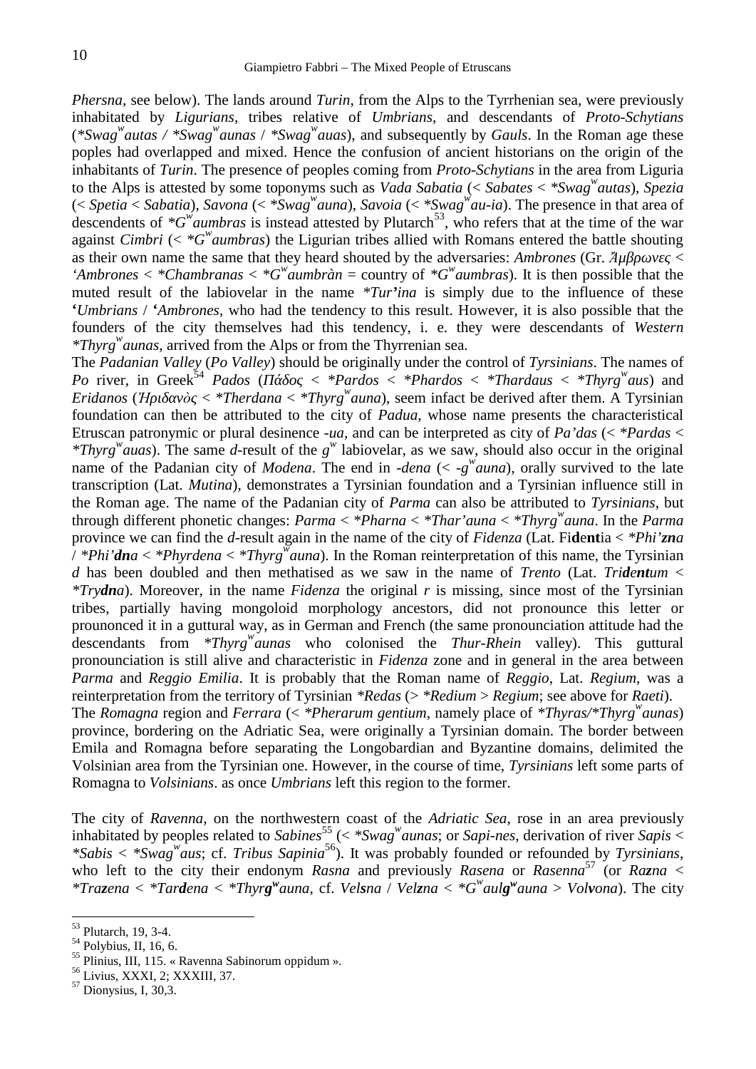*Phersna*, see below). The lands around *Turin*, from the Alps to the Tyrrhenian sea, were previously inhabitated by *Ligurians*, tribes relative of *Umbrians*, and descendants of *Proto-Schytians* (*$*Swag^w autas$* / *$*Swag^w aunas$* / *$*Swag^w auas$*), and subsequently by *Gauls*. In the Roman age these poples had overlapped and mixed. Hence the confusion of ancient historians on the origin of the inhabitants of *Turin*. The presence of peoples coming from *Proto-Schytians* in the area from Liguria to the Alps is attested by some toponyms such as *Vada Sabatia* (< *Sabates* < *$*Swag^w autas$*), *Spezia* (< *Spetia* < *Sabatia*), *Savona* (< *$*Swag^w auna$*), *Savoia* (< *$*Swag^w au$-ia*). The presence in that area of descendents of *$*G^w aumbras$* is instead attested by Plutarch[53], who refers that at the time of the war against *Cimbri* (< *$*G^w aumbras$*) the Ligurian tribes allied with Romans entered the battle shouting as their own name the same that they heard shouted by the adversaries: *Ambrones* (Gr. *Ἄμβρωνες* < *'Ambrones* < *\*Chambranas* < *$*G^w aumbràn$* = country of *$*G^w aumbras$*). It is then possible that the muted result of the labiovelar in the name *\*Tur'ina* is simply due to the influence of these **'***Umbrians* / **'***Ambrones*, who had the tendency to this result. However, it is also possible that the founders of the city themselves had this tendency, i. e. they were descendants of *Western* *$*Thyrg^w aunas$*, arrived from the Alps or from the Thyrrenian sea.

The *Padanian Valley* (*Po Valley*) should be originally under the control of *Tyrsinians*. The names of *Po* river, in Greek[54] *Pados* (*Πάδος* < *\*Pardos* < *\*Phardos* < *\*Thardaus* < *$*Thyrg^w aus$*) and *Eridanos* (*Ἠριδανὸς* < *\*Therdana* < *$*Thyrg^w auna$*), seem infact be derived after them. A Tyrsinian foundation can then be attributed to the city of *Padua*, whose name presents the characteristical Etruscan patronymic or plural desinence *-ua*, and can be interpreted as city of *Pa'das* (< *\*Pardas* < *$*Thyrg^w auas$*). The same *d*-result of the $g^w$ labiovelar, as we saw, should also occur in the original name of the Padanian city of *Modena*. The end in *-dena* (< *$-g^w auna$*), orally survived to the late transcription (Lat. *Mutina*), demonstrates a Tyrsinian foundation and a Tyrsinian influence still in the Roman age. The name of the Padanian city of *Parma* can also be attributed to *Tyrsinians*, but through different phonetic changes: *Parma* < *\*Pharna* < *\*Thar'auna* < *$*Thyrg^w auna$*. In the *Parma* province we can find the *d*-result again in the name of the city of *Fidenza* (Lat. Fi**d**e**nt**ia < *\*Phi'**z**n**a*** / *\*Phi'**dn**a* < *\*Phyrdena* < *$*Thyrg^w auna$*). In the Roman reinterpretation of this name, the Tyrsinian *d* has been doubled and then methatised as we saw in the name of *Trento* (Lat. *Tri**dent**um* < *\*Try**dn**a*). Moreover, in the name *Fidenza* the original *r* is missing, since most of the Tyrsinian tribes, partially having mongoloid morphology ancestors, did not pronounce this letter or prounonced it in a guttural way, as in German and French (the same pronounciation attitude had the descendants from *$*Thyrg^w aunas$* who colonised the *Thur-Rhein* valley). This guttural pronounciation is still alive and characteristic in *Fidenza* zone and in general in the area between *Parma* and *Reggio Emilia*. It is probably that the Roman name of *Reggio*, Lat. *Regium*, was a reinterpretation from the territory of Tyrsinian *\*Redas* (> *\*Redium* > *Regium*; see above for *Raeti*).

The *Romagna* region and *Ferrara* (< *\*Pherarum gentium*, namely place of *\*Thyras/$*Thyrg^w aunas$*) province, bordering on the Adriatic Sea, were originally a Tyrsinian domain. The border between Emila and Romagna before separating the Longobardian and Byzantine domains, delimited the Volsinian area from the Tyrsinian one. However, in the course of time, *Tyrsinians* left some parts of Romagna to *Volsinians*. as once *Umbrians* left this region to the former.

The city of *Ravenna*, on the northwestern coast of the *Adriatic Sea*, rose in an area previously inhabitated by peoples related to *Sabines*[55] (< *$*Swag^w aunas$*; or *Sapi-nes*, derivation of river *Sapis* < *\*Sabis* < *$*Swag^w aus$*; cf. *Tribus Sapinia*[56]). It was probably founded or refounded by *Tyrsinians*, who left to the city their endonym *Rasna* and previously *Rasena* or *Rasenna*[57] (or *Ra**z**na* < *\*Tra**z**ena* < *\*Tar**d**ena* < *$*Thyr\mathbf{g^w}auna$*, cf. *Vel**s**na* / *Vel**z**na* < *$*G^w aul\mathbf{g^w}auna$* > *Vol**v**ona*). The city

---

[53] Plutarch, 19, 3-4.
[54] Polybius, II, 16, 6.
[55] Plinius, III, 115. « Ravenna Sabinorum oppidum ».
[56] Livius, XXXI, 2; XXXIII, 37.
[57] Dionysius, I, 30,3.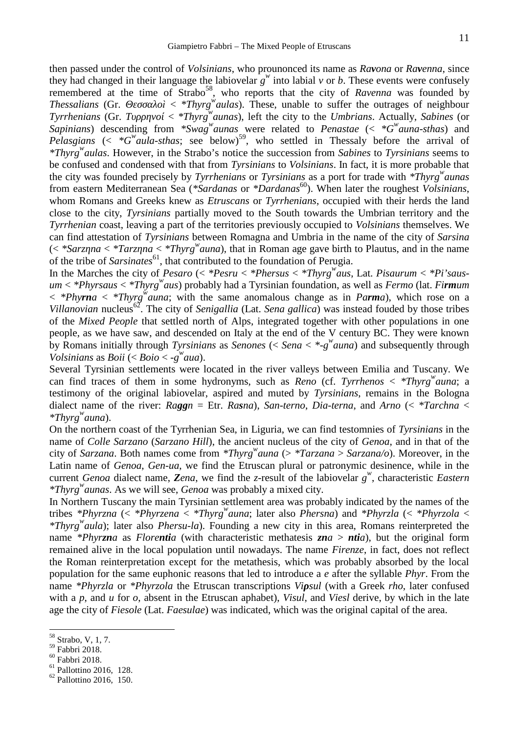then passed under the control of *Volsinians*, who prounonced its name as *Ra**v**ona* or *Ra**v**enna*, since they had changed in their language the labiovelar $g^w$ into labial *v* or *b*. These events were confusely remembered at the time of Strabo[58], who reports that the city of *Ravenna* was founded by *Thessalians* (Gr. *Θεσσαλοὶ* < *\*Thyrg$^w$aulas*). These, unable to suffer the outrages of neighbour *Tyrrhenians* (Gr. *Τυρρηνοί* < *\*Thyrg$^w$aunas*), left the city to the *Umbrians*. Actually, *Sabines* (or *Sapinians*) descending from *\*Swag$^w$aunas* were related to *Penastae* (< *\*G$^w$auna-sthas*) and *Pelasgians* (< *\*G$^w$aula-sthas*; see below)[59], who settled in Thessaly before the arrival of *\*Thyrg$^w$aulas*. However, in the Strabo's notice the succession from *Sabines* to *Tyrsinians* seems to be confused and condensed with that from *Tyrsinians* to *Volsinians*. In fact, it is more probable that the city was founded precisely by *Tyrrhenians* or *Tyrsinians* as a port for trade with *\*Thyrg$^w$aunas* from eastern Mediterranean Sea (*\*Sardanas* or *\*Dardanas*[60]). When later the roughest *Volsinians*, whom Romans and Greeks knew as *Etruscans* or *Tyrrhenians*, occupied with their herds the land close to the city, *Tyrsinians* partially moved to the South towards the Umbrian territory and the *Tyrrhenian* coast, leaving a part of the territories previously occupied to *Volsinians* themselves. We can find attestation of *Tyrsinians* between Romagna and Umbria in the name of the city of *Sarsina* (< *\*Sarzηna* < *\*Tarzηna* < *\*Thyrg$^w$auna*), that in Roman age gave birth to Plautus, and in the name of the tribe of *Sarsinates*[61], that contributed to the foundation of Perugia.

In the Marches the city of *Pesaro* (< *\*Pesru* < *\*Phersus* < *\*Thyrg$^w$aus*, Lat. *Pisaurum* < *\*Pi'saus-um* < *\*Phyrsaus* < *\*Thyrg$^w$aus*) probably had a Tyrsinian foundation, as well as *Fermo* (lat. *Fi**rm**um* < *\*Phy**rn**a* < *\*Thyrg$^w$auna*; with the same anomalous change as in *Pa**rm**a*), which rose on a *Villanovian* nucleus[62]. The city of *Senigallia* (Lat. *Sena gallica*) was instead fouded by those tribes of the *Mixed People* that settled north of Alps, integrated together with other populations in one people, as we have saw, and descended on Italy at the end of the V century BC. They were known by Romans initially through *Tyrsinians* as *Senones* (< *Sena* < *\*-g$^w$auna*) and subsequently through *Volsinians* as *Boii* (< *Boio* < *-g$^w$aua*).

Several Tyrsinian settlements were located in the river valleys between Emilia and Tuscany. We can find traces of them in some hydronyms, such as *Reno* (cf. *Tyrrhenos* < *\*Thyrg$^w$auna*; a testimony of the original labiovelar, aspired and muted by *Tyrsinians*, remains in the Bologna dialect name of the river: *Ra**gg**n* = Etr. *Ra**s**na*), *San-terno*, *Dia-terna*, and *Arno* (< *\*Tarchna* < *\*Thyrg$^w$auna*).

On the northern coast of the Tyrrhenian Sea, in Liguria, we can find testomnies of *Tyrsinians* in the name of *Colle Sarzano* (*Sarzano Hill*), the ancient nucleus of the city of *Genoa*, and in that of the city of *Sarzana*. Both names come from *\*Thyrg$^w$auna* (> *\*Tarzana* > *Sarzana/o*). Moreover, in the Latin name of *Genoa*, *Gen-ua*, we find the Etruscan plural or patronymic desinence, while in the current *Genoa* dialect name, ***Z**ena*, we find the *z*-result of the labiovelar $g^w$, characteristic *Eastern \*Thyrg$^w$aunas*. As we will see, *Genoa* was probably a mixed city.

In Northern Tuscany the main Tyrsinian settlement area was probably indicated by the names of the tribes *\*Phyrzna* (< *\*Phyrzena* < *\*Thyrg$^w$auna*; later also *Phersna*) and *\*Phyrzla* (< *\*Phyrzola* < *\*Thyrg$^w$aula*); later also *Phersu-la*). Founding a new city in this area, Romans reinterpreted the name *\*Phyr**zn**a* as *Flore**nti**a* (with characteristic methatesis ***zn**a* > ***nti**a*), but the original form remained alive in the local population until nowadays. The name *Firenze*, in fact, does not reflect the Roman reinterpretation except for the metathesis, which was probably absorbed by the local population for the same euphonic reasons that led to introduce a *e* after the syllable *Phyr*. From the name *\*Phyrzla* or *\*Phyrzola* the Etruscan transcriptions *Vi**ρ**sul* (with a Greek *rho*, later confused with a *p*, and *u* for *o*, absent in the Etruscan aphabet), *Visul*, and *Viesl* derive, by which in the late age the city of *Fiesole* (Lat. *Faesulae*) was indicated, which was the original capital of the area.

---

[58] Strabo, V, 1, 7.

[59] Fabbri 2018.

[60] Fabbri 2018.

[61] Pallottino 2016, 128.

[62] Pallottino 2016, 150.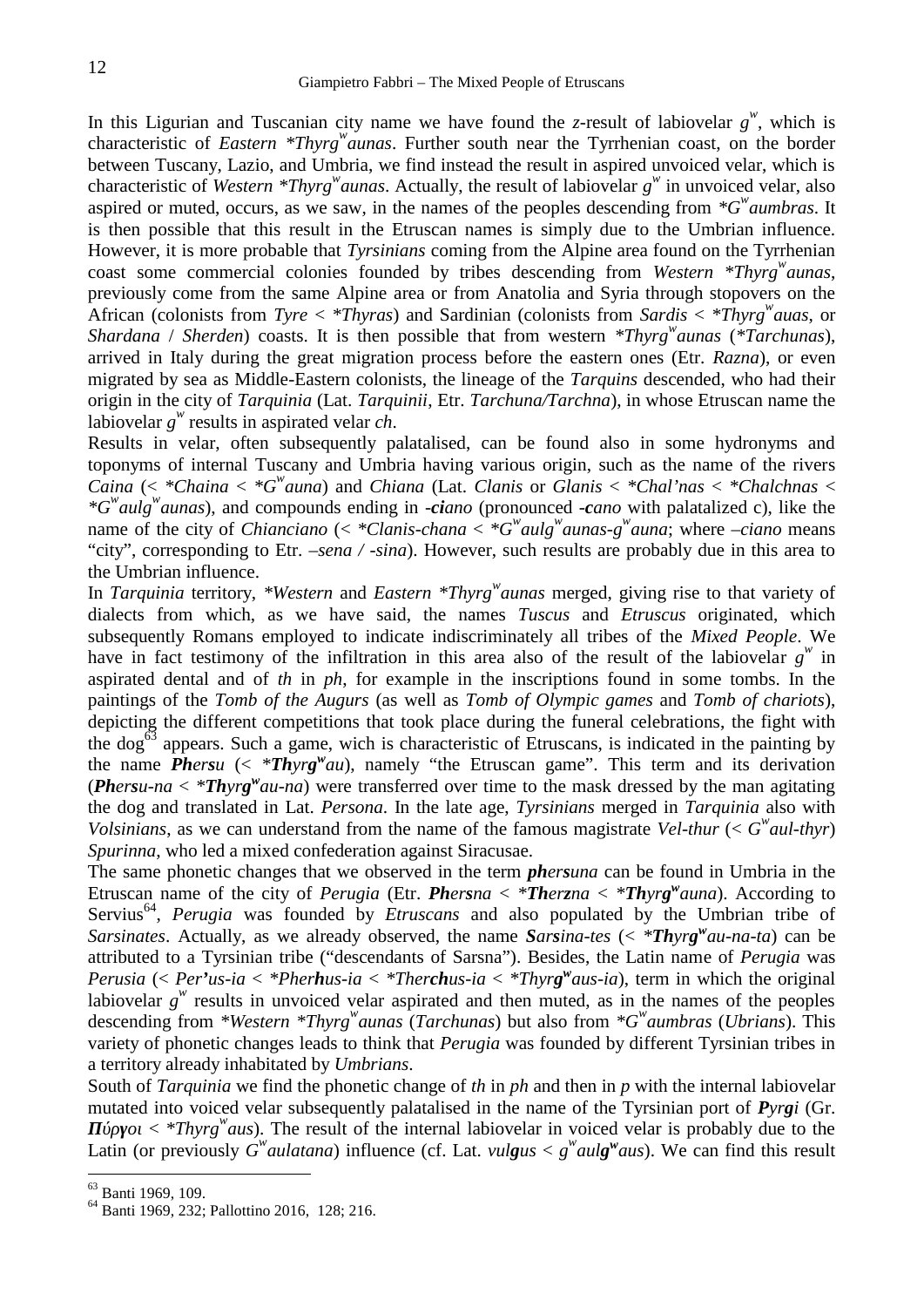In this Ligurian and Tuscanian city name we have found the *z*-result of labiovelar $g^w$, which is characteristic of *Eastern \*Thyrg$^w$aunas*. Further south near the Tyrrhenian coast, on the border between Tuscany, Lazio, and Umbria, we find instead the result in aspired unvoiced velar, which is characteristic of *Western \*Thyrg$^w$aunas*. Actually, the result of labiovelar $g^w$ in unvoiced velar, also aspired or muted, occurs, as we saw, in the names of the peoples descending from *\*G$^w$aumbras*. It is then possible that this result in the Etruscan names is simply due to the Umbrian influence. However, it is more probable that *Tyrsinians* coming from the Alpine area found on the Tyrrhenian coast some commercial colonies founded by tribes descending from *Western \*Thyrg$^w$aunas*, previously come from the same Alpine area or from Anatolia and Syria through stopovers on the African (colonists from *Tyre* < *\*Thyras*) and Sardinian (colonists from *Sardis* < *\*Thyrg$^w$auas*, or *Shardana* / *Sherden*) coasts. It is then possible that from western *\*Thyrg$^w$aunas* (*\*Tarchunas*), arrived in Italy during the great migration process before the eastern ones (Etr. *Razna*), or even migrated by sea as Middle-Eastern colonists, the lineage of the *Tarquins* descended, who had their origin in the city of *Tarquinia* (Lat. *Tarquinii*, Etr. *Tarchuna/Tarchna*), in whose Etruscan name the labiovelar $g^w$ results in aspirated velar *ch*.

Results in velar, often subsequently palatalised, can be found also in some hydronyms and toponyms of internal Tuscany and Umbria having various origin, such as the name of the rivers *Caina* (< *\*Chaina* < *\*G$^w$auna*) and *Chiana* (Lat. *Clanis* or *Glanis* < *\*Chal'nas* < *\*Chalchnas* < *\*G$^w$aulg$^w$aunas*), and compounds ending in ***-ci**ano* (pronounced *-**c**ano* with palatalized c), like the name of the city of *Chianciano* (< *\*Clanis-chana* < *\*G$^w$aulg$^w$aunas-g$^w$auna*; where *–ciano* means "city", corresponding to Etr. *–sena / -sina*). However, such results are probably due in this area to the Umbrian influence.

In *Tarquinia* territory, *\*Western* and *Eastern \*Thyrg$^w$aunas* merged, giving rise to that variety of dialects from which, as we have said, the names *Tuscus* and *Etruscus* originated, which subsequently Romans employed to indicate indiscriminately all tribes of the *Mixed People*. We have in fact testimony of the infiltration in this area also of the result of the labiovelar $g^w$ in aspirated dental and of *th* in *ph*, for example in the inscriptions found in some tombs. In the paintings of the *Tomb of the Augurs* (as well as *Tomb of Olympic games* and *Tomb of chariots*), depicting the different competitions that took place during the funeral celebrations, the fight with the dog[63] appears. Such a game, wich is characteristic of Etruscans, is indicated in the painting by the name ***Ph**er**s**u* (< *\****Th**yr**g$^w$**au*), namely "the Etruscan game". This term and its derivation (***Ph**er**s**u-na* < *\****Th**yr**g$^w$**au-na*) were transferred over time to the mask dressed by the man agitating the dog and translated in Lat. *Persona*. In the late age, *Tyrsinians* merged in *Tarquinia* also with *Volsinians*, as we can understand from the name of the famous magistrate *Vel-thur* (< *G$^w$aul-thyr*) *Spurinna*, who led a mixed confederation against Siracusae.

The same phonetic changes that we observed in the term ***ph**er**s**una* can be found in Umbria in the Etruscan name of the city of *Perugia* (Etr. ***Ph**er**s**na* < *\****Th**er**z**na* < *\****Th**yr**g$^w$**auna*). According to Servius[64], *Perugia* was founded by *Etruscans* and also populated by the Umbrian tribe of *Sarsinates*. Actually, as we already observed, the name ***S**ar**s**ina-tes* (< *\****Th**yr**g$^w$**au-na-ta*) can be attributed to a Tyrsinian tribe ("descendants of Sarsna"). Besides, the Latin name of *Perugia* was *Perusia* (< *Per'us-ia* < *\*Pher**h**us-ia* < *\*Ther**ch**us-ia* < *\*Thyr**g$^w$**aus-ia*), term in which the original labiovelar $g^w$ results in unvoiced velar aspirated and then muted, as in the names of the peoples descending from *\*Western \*Thyrg$^w$aunas* (*Tarchunas*) but also from *\*G$^w$aumbras* (*Ubrians*). This variety of phonetic changes leads to think that *Perugia* was founded by different Tyrsinian tribes in a territory already inhabitated by *Umbrians*.

South of *Tarquinia* we find the phonetic change of *th* in *ph* and then in *p* with the internal labiovelar mutated into voiced velar subsequently palatalised in the name of the Tyrsinian port of ***P**yr**g**i* (Gr. ***Π**ύρ**γ**οι* < *\*Thyrg$^w$aus*). The result of the internal labiovelar in voiced velar is probably due to the Latin (or previously *G$^w$aulatana*) influence (cf. Lat. *vul**g**us* < *g$^w$aul**g$^w$**aus*). We can find this result

[63] Banti 1969, 109.

[64] Banti 1969, 232; Pallottino 2016, 128; 216.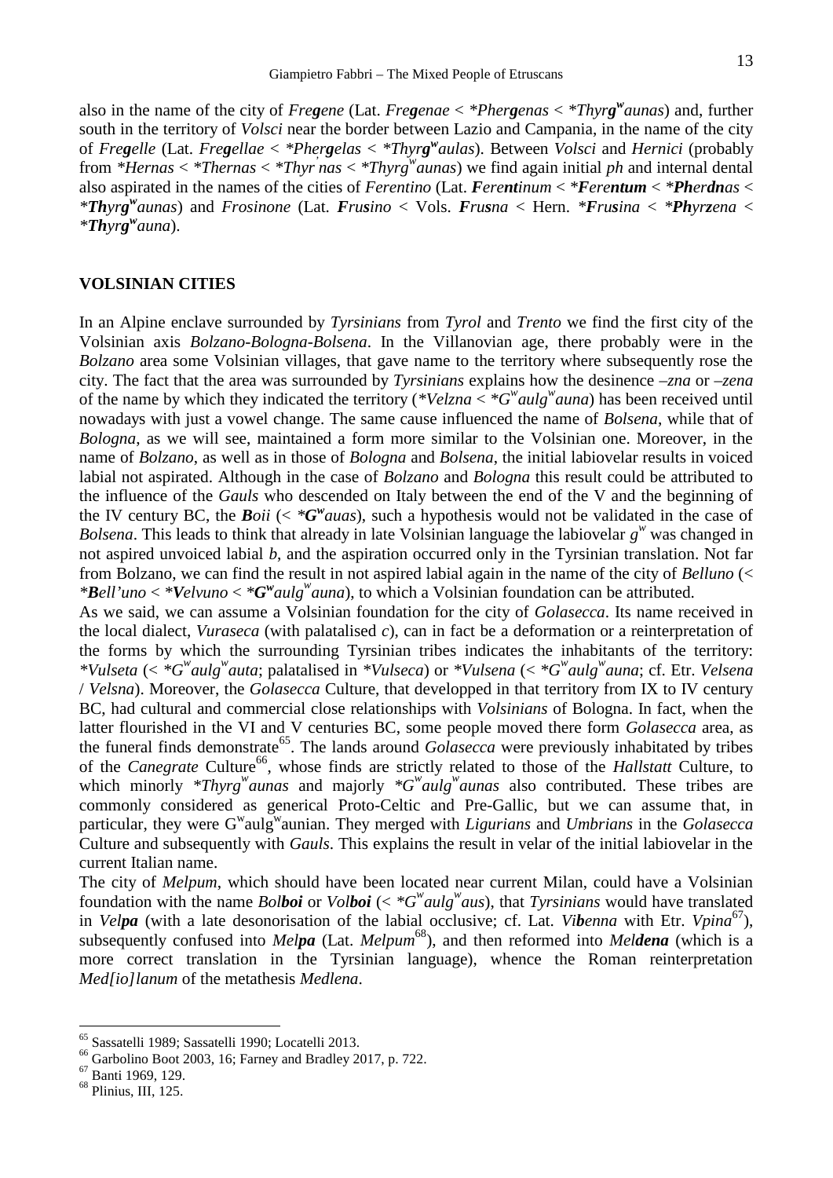also in the name of the city of *Fre**g**ene* (Lat. *Fre**g**enae* < *\*Pher**g**enas* < *\*Thyr**g**$^w$aunas*) and, further south in the territory of *Volsci* near the border between Lazio and Campania, in the name of the city of *Fre**g**elle* (Lat. *Fre**g**ellae* < *\*Pheṛ**g**elas* < *\*Thyr**g**$^w$aulas*). Between *Volsci* and *Hernici* (probably from *\*Hernas* < *\*Thernas* < *\*Thyr nas* < *\*Thyrg$^w$aunas*) we find again initial *ph* and internal dental also aspirated in the names of the cities of *Ferentino* (Lat. ***F**ere**nt**inum* < *\****F**ere**ntum*** < *\****Ph**er**dn**as* < *\****Th**yr**g**$^w$aunas*) and *Frosinone* (Lat. ***F**ru**s**ino* < Vols. ***F**ru**s**na* < Hern. *\****F**ru**s**ina* < *\****Ph**yr**z**ena* < *\****Th**yr**g**$^w$auna*).

## VOLSINIAN CITIES

In an Alpine enclave surrounded by *Tyrsinians* from *Tyrol* and *Trento* we find the first city of the Volsinian axis *Bolzano-Bologna-Bolsena*. In the Villanovian age, there probably were in the *Bolzano* area some Volsinian villages, that gave name to the territory where subsequently rose the city. The fact that the area was surrounded by *Tyrsinians* explains how the desinence *–zna* or *–zena* of the name by which they indicated the territory (*\*Velzna* < *\*G$^w$aulg$^w$auna*) has been received until nowadays with just a vowel change. The same cause influenced the name of *Bolsena*, while that of *Bologna*, as we will see, maintained a form more similar to the Volsinian one. Moreover, in the name of *Bolzano*, as well as in those of *Bologna* and *Bolsena*, the initial labiovelar results in voiced labial not aspirated. Although in the case of *Bolzano* and *Bologna* this result could be attributed to the influence of the *Gauls* who descended on Italy between the end of the V and the beginning of the IV century BC, the ***B**oii* (< *\****G**$^w$auas*), such a hypothesis would not be validated in the case of *Bolsena*. This leads to think that already in late Volsinian language the labiovelar *g$^w$* was changed in not aspired unvoiced labial *b*, and the aspiration occurred only in the Tyrsinian translation. Not far from Bolzano, we can find the result in not aspired labial again in the name of the city of *Belluno* (< *\****B**ell'uno* < *\****V**elvuno* < *\****G**$^w$aulg$^w$auna*), to which a Volsinian foundation can be attributed.
As we said, we can assume a Volsinian foundation for the city of *Golasecca*. Its name received in the local dialect, *Vuraseca* (with palatalised *c*), can in fact be a deformation or a reinterpretation of the forms by which the surrounding Tyrsinian tribes indicates the inhabitants of the territory: *\*Vulseta* (< *\*G$^w$aulg$^w$auta*; palatalised in *\*Vulseca*) or *\*Vulsena* (< *\*G$^w$aulg$^w$auna*; cf. Etr. *Velsena* / *Velsna*). Moreover, the *Golasecca* Culture, that developped in that territory from IX to IV century BC, had cultural and commercial close relationships with *Volsinians* of Bologna. In fact, when the latter flourished in the VI and V centuries BC, some people moved there form *Golasecca* area, as the funeral finds demonstrate[65]. The lands around *Golasecca* were previously inhabitated by tribes of the *Canegrate* Culture[66], whose finds are strictly related to those of the *Hallstatt* Culture, to which minorly *\*Thyrg$^w$aunas* and majorly *\*G$^w$aulg$^w$aunas* also contributed. These tribes are commonly considered as generical Proto-Celtic and Pre-Gallic, but we can assume that, in particular, they were G$^w$aulg$^w$aunian. They merged with *Ligurians* and *Umbrians* in the *Golasecca* Culture and subsequently with *Gauls*. This explains the result in velar of the initial labiovelar in the current Italian name.
The city of *Melpum*, which should have been located near current Milan, could have a Volsinian foundation with the name *Bol**boi*** or *Vol**boi*** (< *\*G$^w$aulg$^w$aus*), that *Tyrsinians* would have translated in *Vel**pa*** (with a late desonorisation of the labial occlusive; cf. Lat. *Vi**b**enna* with Etr. *Vpina*[67]), subsequently confused into *Mel**pa*** (Lat. *Melpum*[68]), and then reformed into *Mel**dena*** (which is a more correct translation in the Tyrsinian language), whence the Roman reinterpretation *Med[io]lanum* of the metathesis *Medlena*.

---

[65] Sassatelli 1989; Sassatelli 1990; Locatelli 2013.
[66] Garbolino Boot 2003, 16; Farney and Bradley 2017, p. 722.
[67] Banti 1969, 129.
[68] Plinius, III, 125.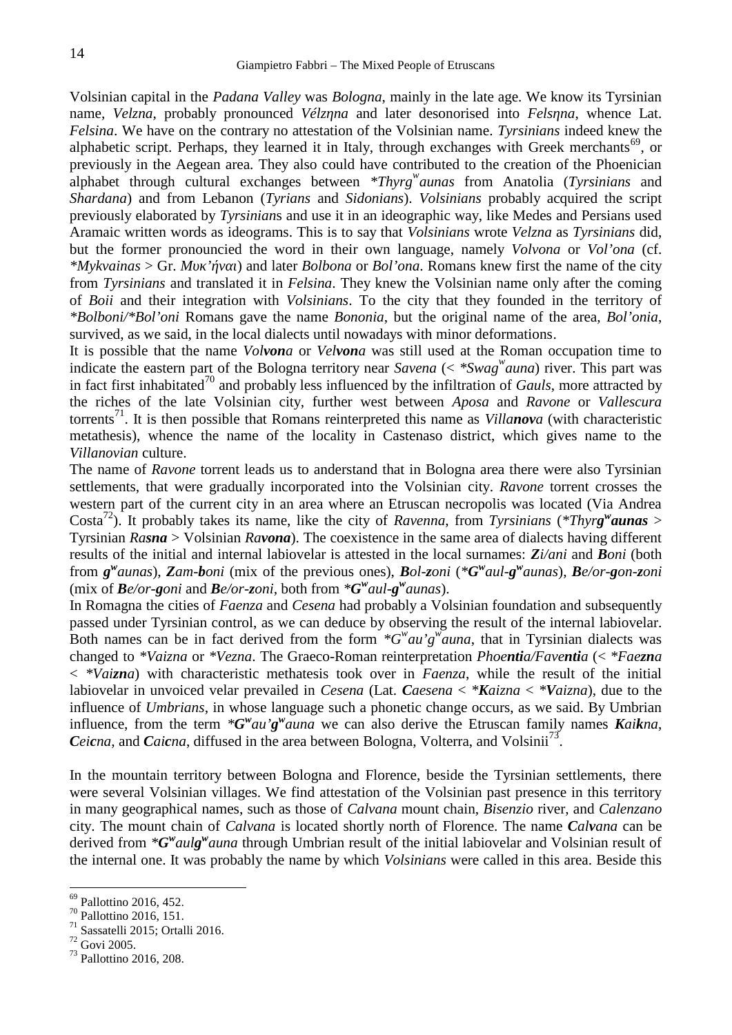Volsinian capital in the *Padana Valley* was *Bologna*, mainly in the late age. We know its Tyrsinian name, *Velzna*, probably pronounced *Vélzŋna* and later desonorised into *Felsŋna*, whence Lat. *Felsina*. We have on the contrary no attestation of the Volsinian name. *Tyrsinians* indeed knew the alphabetic script. Perhaps, they learned it in Italy, through exchanges with Greek merchants[69], or previously in the Aegean area. They also could have contributed to the creation of the Phoenician alphabet through cultural exchanges between *\*Thyrg$^w$aunas* from Anatolia (*Tyrsinians* and *Shardana*) and from Lebanon (*Tyrians* and *Sidonians*). *Volsinians* probably acquired the script previously elaborated by *Tyrsinians* and use it in an ideographic way, like Medes and Persians used Aramaic written words as ideograms. This is to say that *Volsinians* wrote *Velzna* as *Tyrsinians* did, but the former pronouncied the word in their own language, namely *Volvona* or *Vol'ona* (cf. *\*Mykvainas* > Gr. *Μυκ'ήναι*) and later *Bolbona* or *Bol'ona*. Romans knew first the name of the city from *Tyrsinians* and translated it in *Felsina*. They knew the Volsinian name only after the coming of *Boii* and their integration with *Volsinians*. To the city that they founded in the territory of *\*Bolboni/\*Bol'oni* Romans gave the name *Bononia*, but the original name of the area, *Bol'onia*, survived, as we said, in the local dialects until nowadays with minor deformations.

It is possible that the name *Vol**vona*** or *Vel**vona*** was still used at the Roman occupation time to indicate the eastern part of the Bologna territory near *Savena* (< *\*Swag$^w$auna*) river. This part was in fact first inhabitated[70] and probably less influenced by the infiltration of *Gauls*, more attracted by the riches of the late Volsinian city, further west between *Aposa* and *Ravone* or *Vallescura* torrents[71]. It is then possible that Romans reinterpreted this name as *Villa**nov**a* (with characteristic metathesis), whence the name of the locality in Castenaso district, which gives name to the *Villanovian* culture.

The name of *Ravone* torrent leads us to anderstand that in Bologna area there were also Tyrsinian settlements, that were gradually incorporated into the Volsinian city. *Ravone* torrent crosses the western part of the current city in an area where an Etruscan necropolis was located (Via Andrea Costa[72]). It probably takes its name, like the city of *Ravenna*, from *Tyrsinians* (*\*Thyr**g$^w$aunas*** > Tyrsinian *Ra**sna*** > Volsinian *Ra**vona***). The coexistence in the same area of dialects having different results of the initial and internal labiovelar is attested in the local surnames: ***Z**i/ani* and ***B**oni* (both from ***g$^w$**aunas*), ***Z**am-**b**oni* (mix of the previous ones), ***B**ol-**z**oni* (*\***G$^w$**aul-**g$^w$**aunas*), ***B**e/or-**g**on-**z**oni* (mix of ***B**e/or-**g**oni* and ***B**e/or-**z**oni*, both from *\***G$^w$**aul-**g$^w$**aunas*).

In Romagna the cities of *Faenza* and *Cesena* had probably a Volsinian foundation and subsequently passed under Tyrsinian control, as we can deduce by observing the result of the internal labiovelar. Both names can be in fact derived from the form *\*G$^w$au'g$^w$auna*, that in Tyrsinian dialects was changed to *\*Vaizna* or *\*Vezna*. The Graeco-Roman reinterpretation *Phoe**nti**a/Fave**nti**a* (< *\*Fae**zn**a* < *\*Vai**zn**a*) with characteristic methatesis took over in *Faenza*, while the result of the initial labiovelar in unvoiced velar prevailed in *Cesena* (Lat. ***C**aesena* < *\***K**aizna* < *\***V**aizna*), due to the influence of *Umbrians*, in whose language such a phonetic change occurs, as we said. By Umbrian influence, from the term *\***G$^w$**au'**g$^w$**auna* we can also derive the Etruscan family names ***K**ai**k**na*, ***C**ei**c**na*, and ***C**ai**c**na*, diffused in the area between Bologna, Volterra, and Volsinii[73].

In the mountain territory between Bologna and Florence, beside the Tyrsinian settlements, there were several Volsinian villages. We find attestation of the Volsinian past presence in this territory in many geographical names, such as those of *Calvana* mount chain, *Bisenzio* river, and *Calenzano* city. The mount chain of *Calvana* is located shortly north of Florence. The name ***C**al**v**ana* can be derived from *\***G$^w$**aul**g$^w$**auna* through Umbrian result of the initial labiovelar and Volsinian result of the internal one. It was probably the name by which *Volsinians* were called in this area. Beside this

---

[69] Pallottino 2016, 452.
[70] Pallottino 2016, 151.
[71] Sassatelli 2015; Ortalli 2016.
[72] Govi 2005.
[73] Pallottino 2016, 208.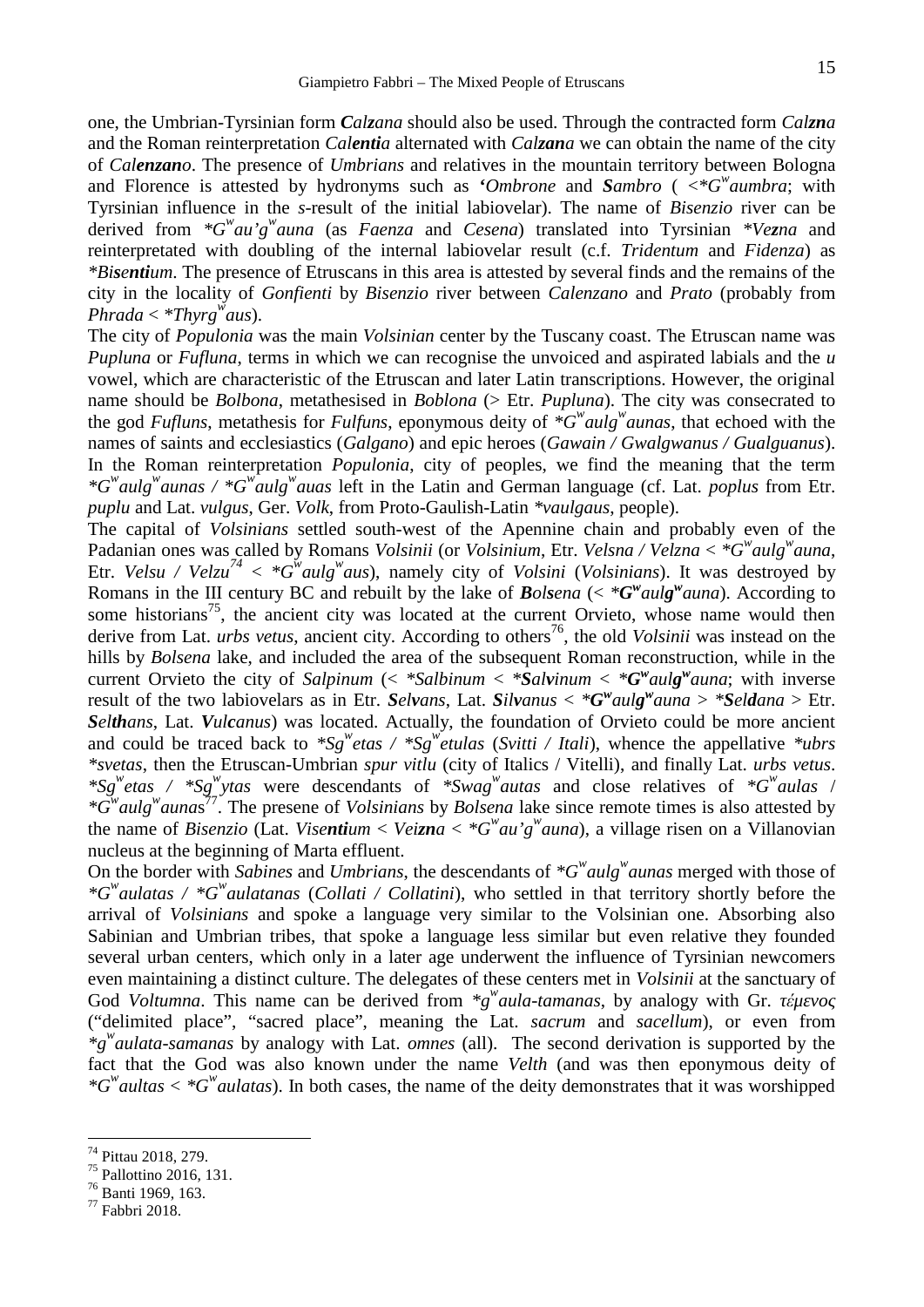one, the Umbrian-Tyrsinian form ***Cal****z**ana* should also be used. Through the contracted form *Cal**zn**a* and the Roman reinterpretation *Cal**enti**a* alternated with *Cal**zan**a* we can obtain the name of the city of *Cal**enzan**o*. The presence of *Umbrians* and relatives in the mountain territory between Bologna and Florence is attested by hydronyms such as ***'****Ombrone* and ***S****ambro* ( <*$G^w$*aumbra*; with Tyrsinian influence in the *s*-result of the initial labiovelar). The name of *Bisenzio* river can be derived from *\*$G^w$au'$g^w$auna* (as *Faenza* and *Cesena*) translated into Tyrsinian *\*Ve**z**na* and reinterpretated with doubling of the internal labiovelar result (c.f. *Tridentum* and *Fidenza*) as *\*Bise**nti**um*. The presence of Etruscans in this area is attested by several finds and the remains of the city in the locality of *Gonfienti* by *Bisenzio* river between *Calenzano* and *Prato* (probably from *Phrada* < *\*Thyrg$^w$aus*).

The city of *Populonia* was the main *Volsinian* center by the Tuscany coast. The Etruscan name was *Pupluna* or *Fufluna*, terms in which we can recognise the unvoiced and aspirated labials and the *u* vowel, which are characteristic of the Etruscan and later Latin transcriptions. However, the original name should be *Bolbona*, metathesised in *Boblona* (> Etr. *Pupluna*). The city was consecrated to the god *Fufluns*, metathesis for *Fulfuns*, eponymous deity of *\*$G^w$aulg$^w$aunas*, that echoed with the names of saints and ecclesiastics (*Galgano*) and epic heroes (*Gawain / Gwalgwanus / Gualguanus*). In the Roman reinterpretation *Populonia*, city of peoples, we find the meaning that the term *\*$G^w$aulg$^w$aunas / \*$G^w$aulg$^w$auas* left in the Latin and German language (cf. Lat. *poplus* from Etr. *puplu* and Lat. *vulgus*, Ger. *Volk*, from Proto-Gaulish-Latin *\*vaulgaus*, people).

The capital of *Volsinians* settled south-west of the Apennine chain and probably even of the Padanian ones was called by Romans *Volsinii* (or *Volsinium*, Etr. *Velsna / Velzna* < *\*$G^w$aulg$^w$auna*, Etr. *Velsu / Velzu*[74] < *\*$G^w$aulg$^w$aus*), namely city of *Volsini* (*Volsinians*). It was destroyed by Romans in the III century BC and rebuilt by the lake of ***B****ol****s****ena* (< *\****G****$^w$aul**g**$^w$auna*). According to some historians[75], the ancient city was located at the current Orvieto, whose name would then derive from Lat. *urbs vetus*, ancient city. According to others[76], the old *Volsinii* was instead on the hills by *Bolsena* lake, and included the area of the subsequent Roman reconstruction, while in the current Orvieto the city of *Salpinum* (< *\*Salbinum* < *\****S****al****v****inum* < *\****G****$^w$aul**g**$^w$auna*; with inverse result of the two labiovelars as in Etr. ***S****el****v****ans*, Lat. ***S****il****v****anus* < *\****G****$^w$aul**g**$^w$auna* > *\****S****el****d****ana* > Etr. ***S****el****th****ans*, Lat. ***V****ul****c****anus*) was located. Actually, the foundation of Orvieto could be more ancient and could be traced back to *\*Sg$^w$etas / \*Sg$^w$etulas* (*Svitti / Itali*), whence the appellative *\*ubrs \*svetas*, then the Etruscan-Umbrian *spur vitlu* (city of Italics / Vitelli), and finally Lat. *urbs vetus*. *\*Sg$^w$etas / \*Sg$^w$ytas* were descendants of *\*Swag$^w$autas* and close relatives of *\*$G^w$aulas / \*$G^w$aulg$^w$aunas*[77]. The presene of *Volsinians* by *Bolsena* lake since remote times is also attested by the name of *Bisenzio* (Lat. *Vise**nti**um* < *Vei**zn**a* < *\*$G^w$au'g$^w$auna*), a village risen on a Villanovian nucleus at the beginning of Marta effluent.

On the border with *Sabines* and *Umbrians*, the descendants of *\*$G^w$aulg$^w$aunas* merged with those of *\*$G^w$aulatas / \*$G^w$aulatanas* (*Collati / Collatini*), who settled in that territory shortly before the arrival of *Volsinians* and spoke a language very similar to the Volsinian one. Absorbing also Sabinian and Umbrian tribes, that spoke a language less similar but even relative they founded several urban centers, which only in a later age underwent the influence of Tyrsinian newcomers even maintaining a distinct culture. The delegates of these centers met in *Volsinii* at the sanctuary of God *Voltumna*. This name can be derived from *\*g$^w$aula-tamanas*, by analogy with Gr. *τέμενος* ("delimited place", "sacred place", meaning the Lat. *sacrum* and *sacellum*), or even from *\*g$^w$aulata-samanas* by analogy with Lat. *omnes* (all). The second derivation is supported by the fact that the God was also known under the name *Velth* (and was then eponymous deity of *\*$G^w$aultas* < *\*$G^w$aulatas*). In both cases, the name of the deity demonstrates that it was worshipped

---

[74] Pittau 2018, 279.
[75] Pallottino 2016, 131.
[76] Banti 1969, 163.
[77] Fabbri 2018.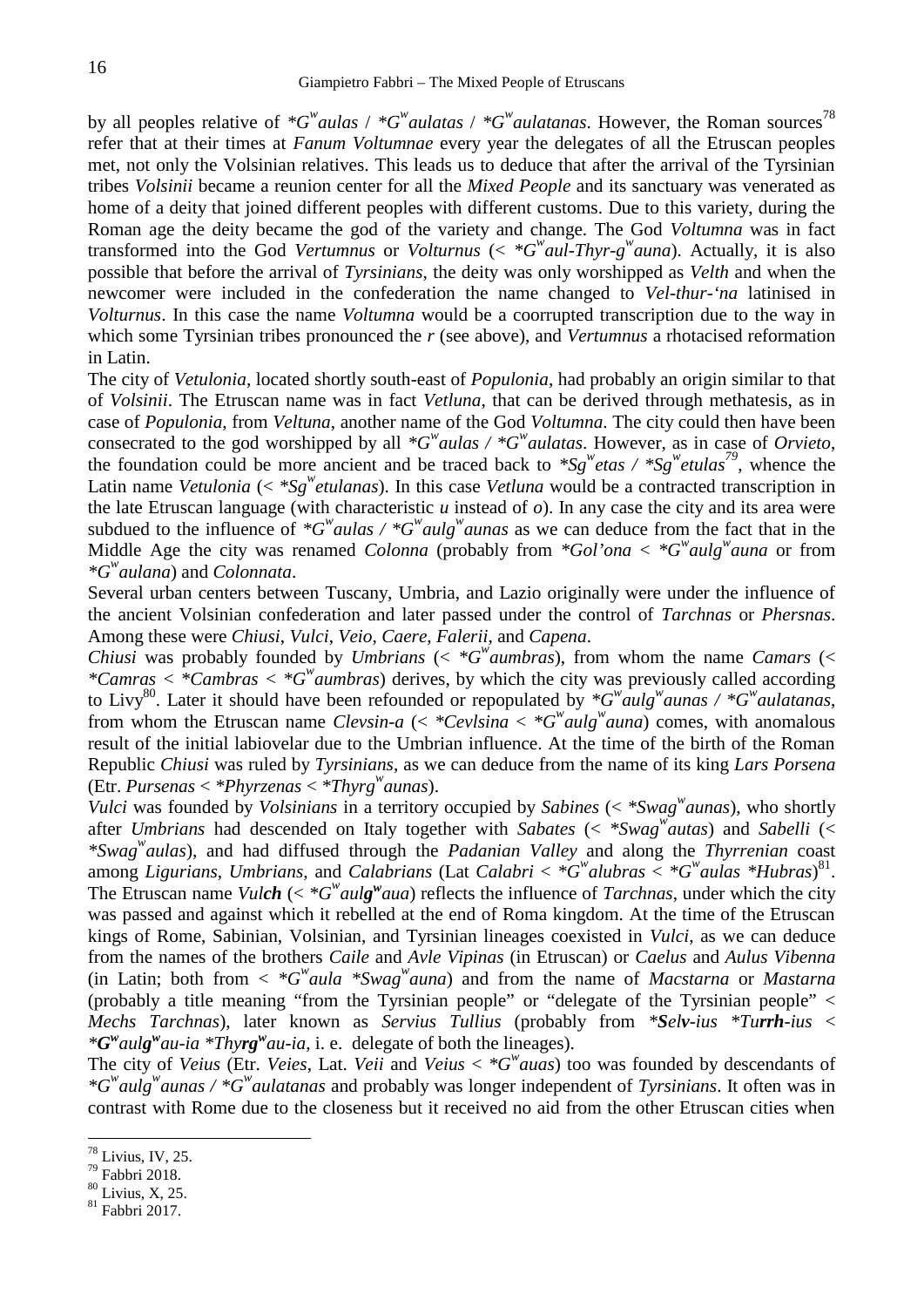by all peoples relative of *\*G$^{w}$aulas* / *\*G$^{w}$aulatas* / *\*G$^{w}$aulatanas*. However, the Roman sources[78] refer that at their times at *Fanum Voltumnae* every year the delegates of all the Etruscan peoples met, not only the Volsinian relatives. This leads us to deduce that after the arrival of the Tyrsinian tribes *Volsinii* became a reunion center for all the *Mixed People* and its sanctuary was venerated as home of a deity that joined different peoples with different customs. Due to this variety, during the Roman age the deity became the god of the variety and change. The God *Voltumna* was in fact transformed into the God *Vertumnus* or *Volturnus* (< *\*G$^{w}$aul-Thyr-g$^{w}$auna*). Actually, it is also possible that before the arrival of *Tyrsinians*, the deity was only worshipped as *Velth* and when the newcomer were included in the confederation the name changed to *Vel-thur-'na* latinised in *Volturnus*. In this case the name *Voltumna* would be a coorrupted transcription due to the way in which some Tyrsinian tribes pronounced the *r* (see above), and *Vertumnus* a rhotacised reformation in Latin.

The city of *Vetulonia*, located shortly south-east of *Populonia*, had probably an origin similar to that of *Volsinii*. The Etruscan name was in fact *Vetluna*, that can be derived through methatesis, as in case of *Populonia*, from *Veltuna*, another name of the God *Voltumna*. The city could then have been consecrated to the god worshipped by all *\*G$^{w}$aulas / \*G$^{w}$aulatas*. However, as in case of *Orvieto*, the foundation could be more ancient and be traced back to *\*Sg$^{w}$etas / \*Sg$^{w}$etulas*[79], whence the Latin name *Vetulonia* (< *\*Sg$^{w}$etulanas*). In this case *Vetluna* would be a contracted transcription in the late Etruscan language (with characteristic *u* instead of *o*). In any case the city and its area were subdued to the influence of *\*G$^{w}$aulas / \*G$^{w}$aulg$^{w}$aunas* as we can deduce from the fact that in the Middle Age the city was renamed *Colonna* (probably from *\*Gol'ona < \*G$^{w}$aulg$^{w}$auna* or from *\*G$^{w}$aulana*) and *Colonnata*.

Several urban centers between Tuscany, Umbria, and Lazio originally were under the influence of the ancient Volsinian confederation and later passed under the control of *Tarchnas* or *Phersnas*. Among these were *Chiusi*, *Vulci*, *Veio*, *Caere*, *Falerii*, and *Capena*.

*Chiusi* was probably founded by *Umbrians* (< *\*G$^{w}$aumbras*), from whom the name *Camars* (< *\*Camras < \*Cambras < \*G$^{w}$aumbras*) derives, by which the city was previously called according to Livy[80]. Later it should have been refounded or repopulated by *\*G$^{w}$aulg$^{w}$aunas / \*G$^{w}$aulatanas*, from whom the Etruscan name *Clevsin-a* (< *\*Cevlsina < \*G$^{w}$aulg$^{w}$auna*) comes, with anomalous result of the initial labiovelar due to the Umbrian influence. At the time of the birth of the Roman Republic *Chiusi* was ruled by *Tyrsinians*, as we can deduce from the name of its king *Lars Porsena* (Etr. *Pursenas* < *\*Phyrzenas* < *\*Thyrg$^{w}$aunas*).

*Vulci* was founded by *Volsinians* in a territory occupied by *Sabines* (< *\*Swag$^{w}$aunas*), who shortly after *Umbrians* had descended on Italy together with *Sabates* (< *\*Swag$^{w}$autas*) and *Sabelli* (< *\*Swag$^{w}$aulas*), and had diffused through the *Padanian Valley* and along the *Thyrrenian* coast among *Ligurians*, *Umbrians*, and *Calabrians* (Lat *Calabri* < *\*G$^{w}$alubras* < *\*G$^{w}$aulas \*Hubras*)[81]. The Etruscan name ***Vulch*** (< *\*G$^{w}$aul**g$^{w}$**aua*) reflects the influence of *Tarchnas*, under which the city was passed and against which it rebelled at the end of Roma kingdom. At the time of the Etruscan kings of Rome, Sabinian, Volsinian, and Tyrsinian lineages coexisted in *Vulci*, as we can deduce from the names of the brothers *Caile* and *Avle Vipinas* (in Etruscan) or *Caelus* and *Aulus Vibenna* (in Latin; both from < *\*G$^{w}$aula \*Swag$^{w}$auna*) and from the name of *Macstarna* or *Mastarna* (probably a title meaning "from the Tyrsinian people" or "delegate of the Tyrsinian people" < *Mechs Tarchnas*), later known as *Servius Tullius* (probably from *\****Selv****-ius \*Tu****rrh****-ius < \****G$^{w}$****aul****g$^{w}$****au-ia \*Thy****rg$^{w}$****au-ia*, i. e. delegate of both the lineages).

The city of *Veius* (Etr. *Veies*, Lat. *Veii* and *Veius* < *\*G$^{w}$auas*) too was founded by descendants of *\*G$^{w}$aulg$^{w}$aunas / \*G$^{w}$aulatanas* and probably was longer independent of *Tyrsinians*. It often was in contrast with Rome due to the closeness but it received no aid from the other Etruscan cities when

[78] Livius, IV, 25.
[79] Fabbri 2018.
[80] Livius, X, 25.
[81] Fabbri 2017.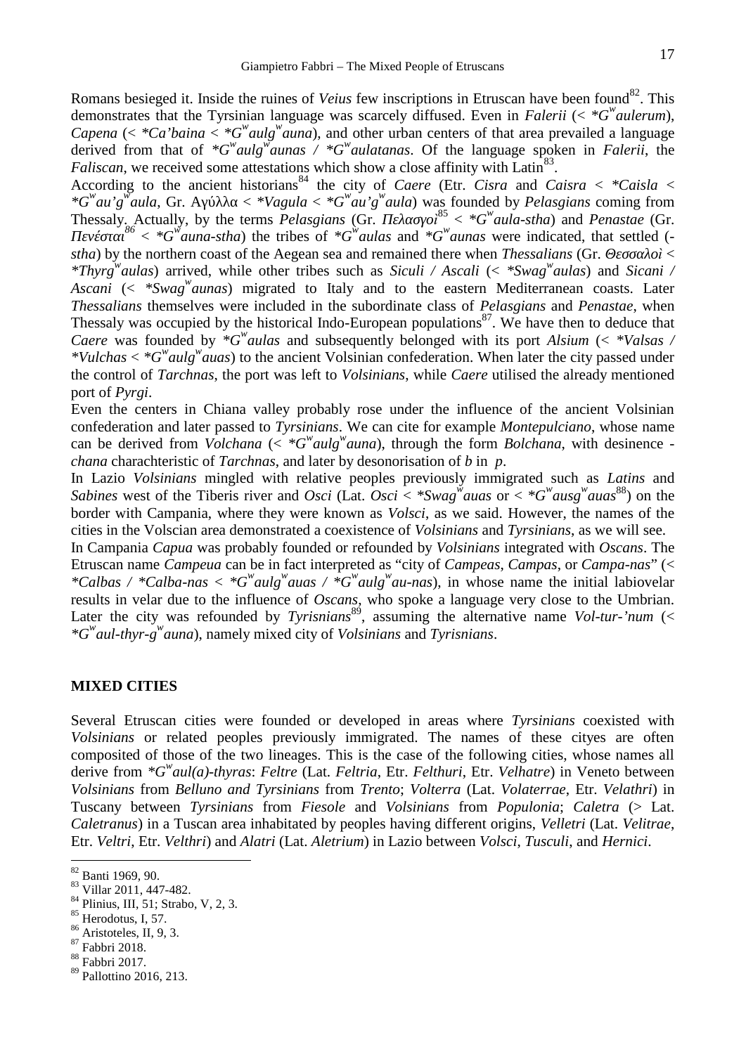Romans besieged it. Inside the ruines of *Veius* few inscriptions in Etruscan have been found[82]. This demonstrates that the Tyrsinian language was scarcely diffused. Even in *Falerii* (< *$G^w$aulerum*), *Capena* (< **Ca'baina* < *$G^w$aulg$^w$auna*), and other urban centers of that area prevailed a language derived from that of *$G^w$aulg$^w$aunas / *$G^w$aulatanas*. Of the language spoken in *Falerii*, the *Faliscan*, we received some attestations which show a close affinity with Latin[83].

According to the ancient historians[84] the city of *Caere* (Etr. *Cisra* and *Caisra* < **Caisla* < *$G^w$au'g$^w$aula*, Gr. Αγύλλα < **Vagula* < *$G^w$au'g$^w$aula*) was founded by *Pelasgians* coming from Thessaly. Actually, by the terms *Pelasgians* (Gr. *Πελασγοὶ*[85] < *$G^w$aula-stha*) and *Penastae* (Gr. *Πενέσται*[86] < *$G^w$auna-stha*) the tribes of *$G^w$aulas* and *$G^w$aunas* were indicated, that settled (-*stha*) by the northern coast of the Aegean sea and remained there when *Thessalians* (Gr. *Θεσσαλοὶ* < **Thyrg$^w$aulas*) arrived, while other tribes such as *Siculi / Ascali* (< **Swag$^w$aulas*) and *Sicani / Ascani* (< **Swag$^w$aunas*) migrated to Italy and to the eastern Mediterranean coasts. Later *Thessalians* themselves were included in the subordinate class of *Pelasgians* and *Penastae*, when Thessaly was occupied by the historical Indo-European populations[87]. We have then to deduce that *Caere* was founded by *$G^w$aulas* and subsequently belonged with its port *Alsium* (< **Valsas / *Vulchas* < *$G^w$aulg$^w$auas*) to the ancient Volsinian confederation. When later the city passed under the control of *Tarchnas*, the port was left to *Volsinians*, while *Caere* utilised the already mentioned port of *Pyrgi*.

Even the centers in Chiana valley probably rose under the influence of the ancient Volsinian confederation and later passed to *Tyrsinians*. We can cite for example *Montepulciano*, whose name can be derived from *Volchana* (< *$G^w$aulg$^w$auna*), through the form *Bolchana*, with desinence -*chana* charachteristic of *Tarchnas*, and later by desonorisation of *b* in *p*.

In Lazio *Volsinians* mingled with relative peoples previously immigrated such as *Latins* and *Sabines* west of the Tiberis river and *Osci* (Lat. *Osci* < **Swag$^w$auas* or < *$G^w$ausg$^w$auas*[88]) on the border with Campania, where they were known as *Volsci*, as we said. However, the names of the cities in the Volscian area demonstrated a coexistence of *Volsinians* and *Tyrsinians*, as we will see.

In Campania *Capua* was probably founded or refounded by *Volsinians* integrated with *Oscans*. The Etruscan name *Campeua* can be in fact interpreted as "city of *Campeas*, *Campas*, or *Campa-nas*" (< **Calbas / *Calba-nas* < *$G^w$aulg$^w$auas / *$G^w$aulg$^w$au-nas*), in whose name the initial labiovelar results in velar due to the influence of *Oscans*, who spoke a language very close to the Umbrian. Later the city was refounded by *Tyrisnians*[89], assuming the alternative name *Vol-tur-'num* (< *$G^w$aul-thyr-g$^w$auna*), namely mixed city of *Volsinians* and *Tyrisnians*.

## MIXED CITIES

Several Etruscan cities were founded or developed in areas where *Tyrsinians* coexisted with *Volsinians* or related peoples previously immigrated. The names of these cityes are often composited of those of the two lineages. This is the case of the following cities, whose names all derive from *$G^w$aul(a)-thyras*: *Feltre* (Lat. *Feltria*, Etr. *Felthuri*, Etr. *Velhatre*) in Veneto between *Volsinians* from *Belluno and Tyrsinians* from *Trento*; *Volterra* (Lat. *Volaterrae*, Etr. *Velathri*) in Tuscany between *Tyrsinians* from *Fiesole* and *Volsinians* from *Populonia*; *Caletra* (> Lat. *Caletranus*) in a Tuscan area inhabitated by peoples having different origins, *Velletri* (Lat. *Velitrae*, Etr. *Veltri*, Etr. *Velthri*) and *Alatri* (Lat. *Aletrium*) in Lazio between *Volsci*, *Tusculi*, and *Hernici*.

---

[82] Banti 1969, 90.
[83] Villar 2011, 447-482.
[84] Plinius, III, 51; Strabo, V, 2, 3.
[85] Herodotus, I, 57.
[86] Aristoteles, II, 9, 3.
[87] Fabbri 2018.
[88] Fabbri 2017.
[89] Pallottino 2016, 213.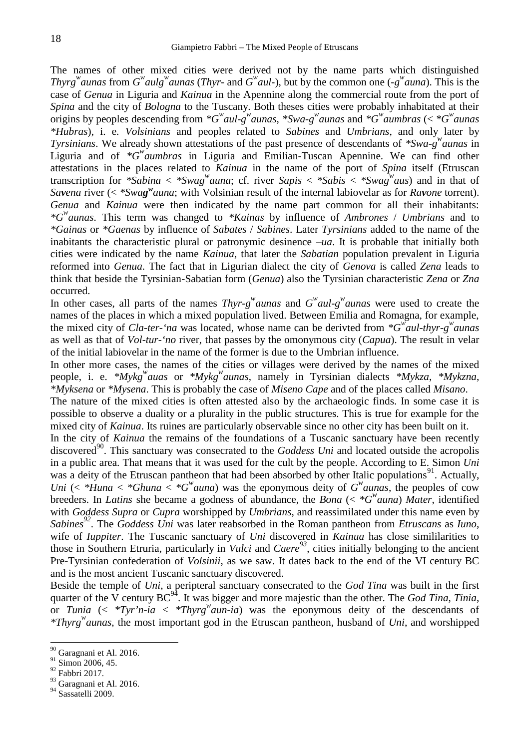The names of other mixed cities were derived not by the name parts which distinguished *Thyrg$^w$aunas* from *G$^w$aulg$^w$aunas* (*Thyr-* and *G$^w$aul-*), but by the common one (*-g$^w$auna*). This is the case of *Genua* in Liguria and *Kainua* in the Apennine along the commercial route from the port of *Spina* and the city of *Bologna* to the Tuscany. Both theses cities were probably inhabitated at their origins by peoples descending from *\*G$^w$aul-g$^w$aunas*, *\*Swa-g$^w$aunas* and *\*G$^w$aumbras* (< *\*G$^w$aunas \*Hubras*), i. e. *Volsinians* and peoples related to *Sabines* and *Umbrians*, and only later by *Tyrsinians*. We already shown attestations of the past presence of descendants of *\*Swa-g$^w$aunas* in Liguria and of *\*G$^w$aumbras* in Liguria and Emilian-Tuscan Apennine. We can find other attestations in the places related to *Kainua* in the name of the port of *Spina* itself (Etruscan transcription for *\*Sabina* < *\*Swag$^w$auna*; cf. river *Sapis* < *\*Sabis* < *\*Swag$^w$aus*) and in that of *Savena* river (< *\*Swa**g$^w$**auna*; with Volsinian result of the internal labiovelar as for *Ra**v**one* torrent). *Genua* and *Kainua* were then indicated by the name part common for all their inhabitants: *\*G$^w$aunas*. This term was changed to *\*Kainas* by influence of *Ambrones* / *Umbrians* and to *\*Gainas* or *\*Gaenas* by influence of *Sabates* / *Sabines*. Later *Tyrsinians* added to the name of the inabitants the characteristic plural or patronymic desinence *–ua*. It is probable that initially both cities were indicated by the name *Kainua*, that later the *Sabatian* population prevalent in Liguria reformed into *Genua*. The fact that in Ligurian dialect the city of *Genova* is called *Zena* leads to think that beside the Tyrsinian-Sabatian form (*Genua*) also the Tyrsinian characteristic *Zena* or *Zna* occurred.

In other cases, all parts of the names *Thyr-g$^w$aunas* and *G$^w$aul-g$^w$aunas* were used to create the names of the places in which a mixed population lived. Between Emilia and Romagna, for example, the mixed city of *Cla-ter-'na* was located, whose name can be derivted from *\*G$^w$aul-thyr-g$^w$aunas* as well as that of *Vol-tur-'no* river, that passes by the omonymous city (*Capua*). The result in velar of the initial labiovelar in the name of the former is due to the Umbrian influence.

In other more cases, the names of the cities or villages were derived by the names of the mixed people, i. e. *\*Mykg$^w$auas* or *\*Mykg$^w$aunas*, namely in Tyrsinian dialects *\*Mykza*, *\*Mykzna*, *\*Myksena* or *\*Mysena*. This is probably the case of *Miseno Cape* and of the places called *Misano*.

The nature of the mixed cities is often attested also by the archaeologic finds. In some case it is possible to observe a duality or a plurality in the public structures. This is true for example for the mixed city of *Kainua*. Its ruines are particularly observable since no other city has been built on it.

In the city of *Kainua* the remains of the foundations of a Tuscanic sanctuary have been recently discovered[90]. This sanctuary was consecrated to the *Goddess Uni* and located outside the acropolis in a public area. That means that it was used for the cult by the people. According to E. Simon *Uni* was a deity of the Etruscan pantheon that had been absorbed by other Italic populations[91]. Actually, *Uni* (< *\*Huna* < *\*Ghuna* < *\*G$^w$auna*) was the eponymous deity of *G$^w$aunas*, the peoples of cow breeders. In *Latins* she became a godness of abundance, the *Bona* (< *\*G$^w$auna*) *Mater*, identified with *Goddess Supra* or *Cupra* worshipped by *Umbrians*, and reassimilated under this name even by *Sabines*[92]. The *Goddess Uni* was later reabsorbed in the Roman pantheon from *Etruscans* as *Iuno*, wife of *Iuppiter*. The Tuscanic sanctuary of *Uni* discovered in *Kainua* has close simililarities to those in Southern Etruria, particularly in *Vulci* and *Caere*[93], cities initially belonging to the ancient Pre-Tyrsinian confederation of *Volsinii*, as we saw. It dates back to the end of the VI century BC and is the most ancient Tuscanic sanctuary discovered.

Beside the temple of *Uni*, a peripteral sanctuary consecrated to the *God Tina* was built in the first quarter of the V century BC[94]. It was bigger and more majestic than the other. The *God Tina*, *Tinia*, or *Tunia* (< *\*Tyr'n-ia* < *\*Thyrg$^w$aun-ia*) was the eponymous deity of the descendants of *\*Thyrg$^w$aunas*, the most important god in the Etruscan pantheon, husband of *Uni*, and worshipped

---

[90] Garagnani et Al. 2016.
[91] Simon 2006, 45.
[92] Fabbri 2017.
[93] Garagnani et Al. 2016.
[94] Sassatelli 2009.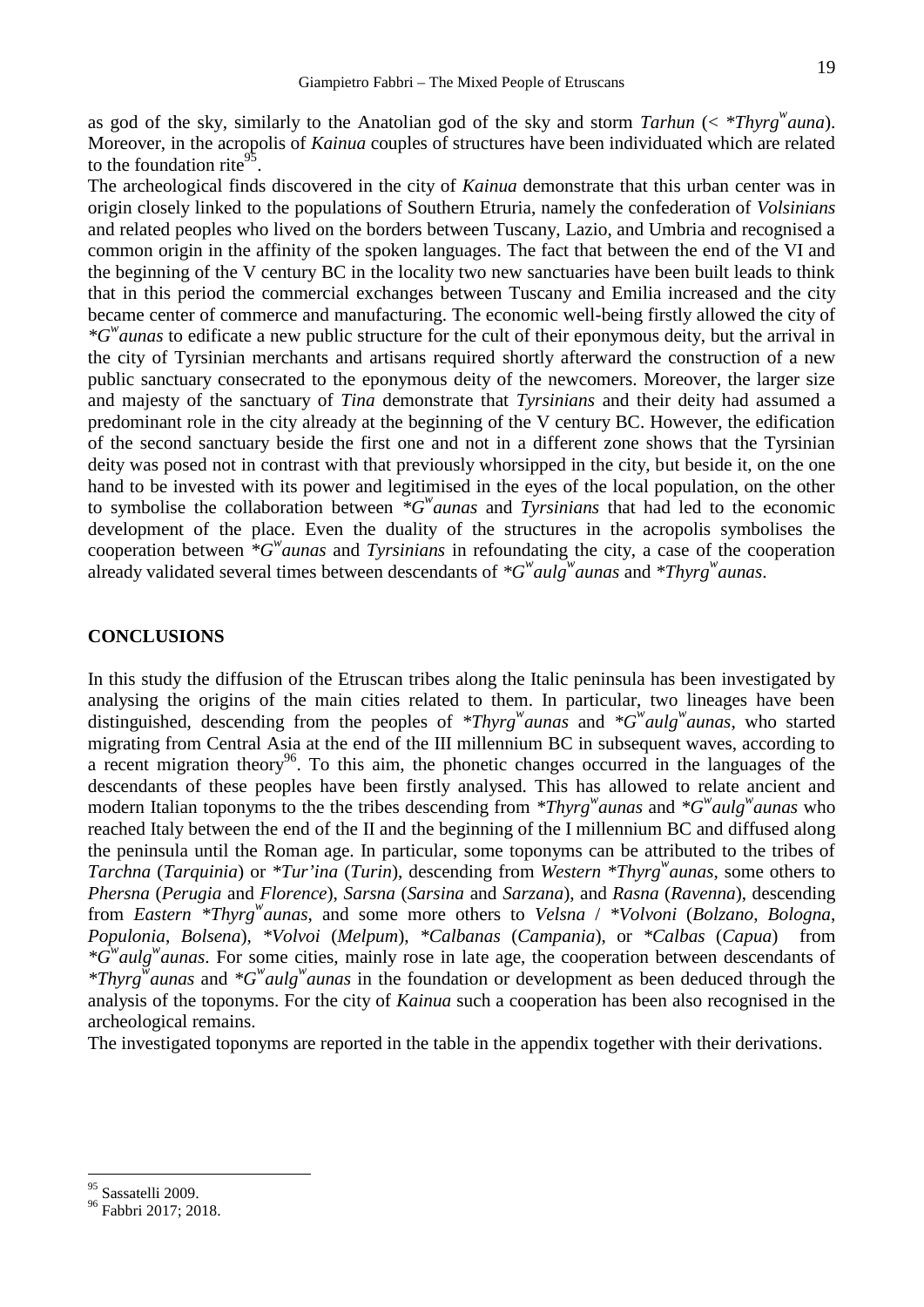as god of the sky, similarly to the Anatolian god of the sky and storm *Tarhun* (< *$*Thyrg^w auna$*). Moreover, in the acropolis of *Kainua* couples of structures have been individuated which are related to the foundation rite[95].

The archeological finds discovered in the city of *Kainua* demonstrate that this urban center was in origin closely linked to the populations of Southern Etruria, namely the confederation of *Volsinians* and related peoples who lived on the borders between Tuscany, Lazio, and Umbria and recognised a common origin in the affinity of the spoken languages. The fact that between the end of the VI and the beginning of the V century BC in the locality two new sanctuaries have been built leads to think that in this period the commercial exchanges between Tuscany and Emilia increased and the city became center of commerce and manufacturing. The economic well-being firstly allowed the city of *$*G^w aunas$* to edificate a new public structure for the cult of their eponymous deity, but the arrival in the city of Tyrsinian merchants and artisans required shortly afterward the construction of a new public sanctuary consecrated to the eponymous deity of the newcomers. Moreover, the larger size and majesty of the sanctuary of *Tina* demonstrate that *Tyrsinians* and their deity had assumed a predominant role in the city already at the beginning of the V century BC. However, the edification of the second sanctuary beside the first one and not in a different zone shows that the Tyrsinian deity was posed not in contrast with that previously whorsipped in the city, but beside it, on the one hand to be invested with its power and legitimised in the eyes of the local population, on the other to symbolise the collaboration between *$*G^w aunas$* and *Tyrsinians* that had led to the economic development of the place. Even the duality of the structures in the acropolis symbolises the cooperation between *$*G^w aunas$* and *Tyrsinians* in refoundating the city, a case of the cooperation already validated several times between descendants of *$*G^w aulg^w aunas$* and *$*Thyrg^w aunas$*.

## CONCLUSIONS

In this study the diffusion of the Etruscan tribes along the Italic peninsula has been investigated by analysing the origins of the main cities related to them. In particular, two lineages have been distinguished, descending from the peoples of *$*Thyrg^w aunas$* and *$*G^w aulg^w aunas$*, who started migrating from Central Asia at the end of the III millennium BC in subsequent waves, according to a recent migration theory[96]. To this aim, the phonetic changes occurred in the languages of the descendants of these peoples have been firstly analysed. This has allowed to relate ancient and modern Italian toponyms to the the tribes descending from *$*Thyrg^w aunas$* and *$*G^w aulg^w aunas$* who reached Italy between the end of the II and the beginning of the I millennium BC and diffused along the peninsula until the Roman age. In particular, some toponyms can be attributed to the tribes of *Tarchna* (*Tarquinia*) or *\*Tur'ina* (*Turin*), descending from *Western* *$*Thyrg^w aunas$*, some others to *Phersna* (*Perugia* and *Florence*), *Sarsna* (*Sarsina* and *Sarzana*), and *Rasna* (*Ravenna*), descending from *Eastern* *$*Thyrg^w aunas$*, and some more others to *Velsna* / *\*Volvoni* (*Bolzano*, *Bologna*, *Populonia*, *Bolsena*), *\*Volvoi* (*Melpum*), *\*Calbanas* (*Campania*), or *\*Calbas* (*Capua*) from *$*G^w aulg^w aunas$*. For some cities, mainly rose in late age, the cooperation between descendants of *$*Thyrg^w aunas$* and *$*G^w aulg^w aunas$* in the foundation or development as been deduced through the analysis of the toponyms. For the city of *Kainua* such a cooperation has been also recognised in the archeological remains.

The investigated toponyms are reported in the table in the appendix together with their derivations.

---

[95] Sassatelli 2009.

[96] Fabbri 2017; 2018.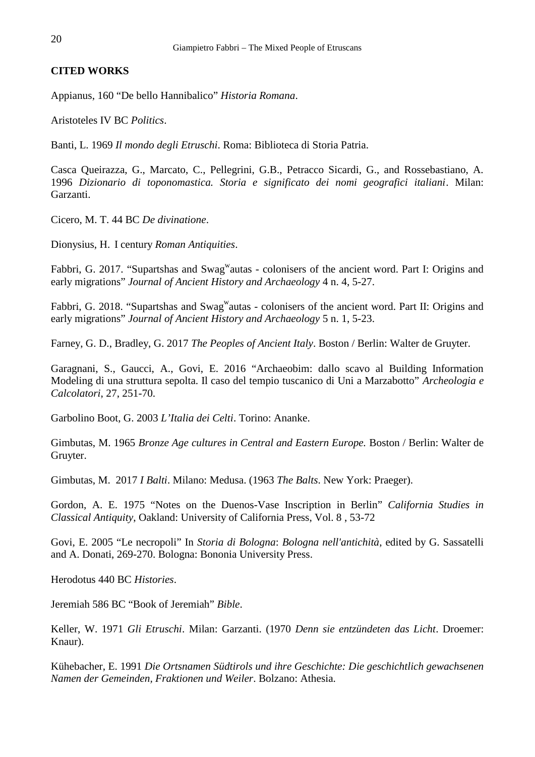**CITED WORKS**

Appianus, 160 "De bello Hannibalico" *Historia Romana*.

Aristoteles IV BC *Politics*.

Banti, L. 1969 *Il mondo degli Etruschi*. Roma: Biblioteca di Storia Patria.

Casca Queirazza, G., Marcato, C., Pellegrini, G.B., Petracco Sicardi, G., and Rossebastiano, A. 1996 *Dizionario di toponomastica. Storia e significato dei nomi geografici italiani*. Milan: Garzanti.

Cicero, M. T. 44 BC *De divinatione*.

Dionysius, H. I century *Roman Antiquities*.

Fabbri, G. 2017. "Supartshas and Swag$^w$autas - colonisers of the ancient word. Part I: Origins and early migrations" *Journal of Ancient History and Archaeology* 4 n. 4, 5-27.

Fabbri, G. 2018. "Supartshas and Swag$^w$autas - colonisers of the ancient word. Part II: Origins and early migrations" *Journal of Ancient History and Archaeology* 5 n. 1, 5-23.

Farney, G. D., Bradley, G. 2017 *The Peoples of Ancient Italy*. Boston / Berlin: Walter de Gruyter.

Garagnani, S., Gaucci, A., Govi, E. 2016 "Archaeobim: dallo scavo al Building Information Modeling di una struttura sepolta. Il caso del tempio tuscanico di Uni a Marzabotto" *Archeologia e Calcolatori*, 27, 251-70.

Garbolino Boot, G. 2003 *L'Italia dei Celti*. Torino: Ananke.

Gimbutas, M. 1965 *Bronze Age cultures in Central and Eastern Europe.* Boston / Berlin: Walter de Gruyter.

Gimbutas, M. 2017 *I Balti*. Milano: Medusa. (1963 *The Balts*. New York: Praeger).

Gordon, A. E. 1975 "Notes on the Duenos-Vase Inscription in Berlin" *California Studies in Classical Antiquity*, Oakland: University of California Press, Vol. 8 , 53-72

Govi, E. 2005 "Le necropoli" In *Storia di Bologna*: *Bologna nell'antichità*, edited by G. Sassatelli and A. Donati, 269-270. Bologna: Bononia University Press.

Herodotus 440 BC *Histories*.

Jeremiah 586 BC "Book of Jeremiah" *Bible*.

Keller, W. 1971 *Gli Etruschi*. Milan: Garzanti. (1970 *Denn sie entzündeten das Licht*. Droemer: Knaur).

Kühebacher, E. 1991 *Die Ortsnamen Südtirols und ihre Geschichte: Die geschichtlich gewachsenen Namen der Gemeinden, Fraktionen und Weiler*. Bolzano: Athesia.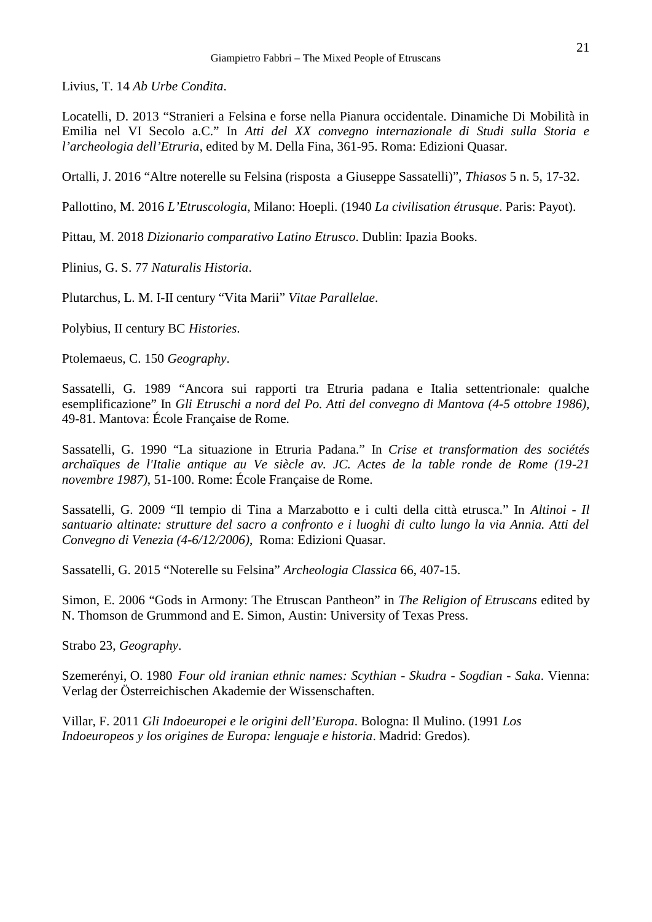Livius, T. 14 *Ab Urbe Condita*.

Locatelli, D. 2013 “Stranieri a Felsina e forse nella Pianura occidentale. Dinamiche Di Mobilità in Emilia nel VI Secolo a.C.” In *Atti del XX convegno internazionale di Studi sulla Storia e l’archeologia dell’Etruria*, edited by M. Della Fina, 361-95. Roma: Edizioni Quasar.

Ortalli, J. 2016 “Altre noterelle su Felsina (risposta a Giuseppe Sassatelli)”, *Thiasos* 5 n. 5, 17-32.

Pallottino, M. 2016 *L’Etruscologia*, Milano: Hoepli. (1940 *La civilisation étrusque*. Paris: Payot).

Pittau, M. 2018 *Dizionario comparativo Latino Etrusco*. Dublin: Ipazia Books.

Plinius, G. S. 77 *Naturalis Historia*.

Plutarchus, L. M. I-II century “Vita Marii” *Vitae Parallelae*.

Polybius, II century BC *Histories*.

Ptolemaeus, C. 150 *Geography*.

Sassatelli, G. 1989 “Ancora sui rapporti tra Etruria padana e Italia settentrionale: qualche esemplificazione” In *Gli Etruschi a nord del Po. Atti del convegno di Mantova (4-5 ottobre 1986)*, 49-81. Mantova: École Française de Rome.

Sassatelli, G. 1990 “La situazione in Etruria Padana.” In *Crise et transformation des sociétés archaïques de l'Italie antique au Ve siècle av. JC. Actes de la table ronde de Rome (19-21 novembre 1987)*, 51-100. Rome: École Française de Rome.

Sassatelli, G. 2009 “Il tempio di Tina a Marzabotto e i culti della città etrusca.” In *Altinoi - Il santuario altinate: strutture del sacro a confronto e i luoghi di culto lungo la via Annia. Atti del Convegno di Venezia (4-6/12/2006)*, Roma: Edizioni Quasar.

Sassatelli, G. 2015 “Noterelle su Felsina” *Archeologia Classica* 66, 407-15.

Simon, E. 2006 “Gods in Armony: The Etruscan Pantheon” in *The Religion of Etruscans* edited by N. Thomson de Grummond and E. Simon, Austin: University of Texas Press.

Strabo 23, *Geography*.

Szemerényi, O. 1980 *Four old iranian ethnic names: Scythian - Skudra - Sogdian - Saka*. Vienna: Verlag der Österreichischen Akademie der Wissenschaften.

Villar, F. 2011 *Gli Indoeuropei e le origini dell’Europa*. Bologna: Il Mulino. (1991 *Los Indoeuropeos y los origines de Europa: lenguaje e historia*. Madrid: Gredos).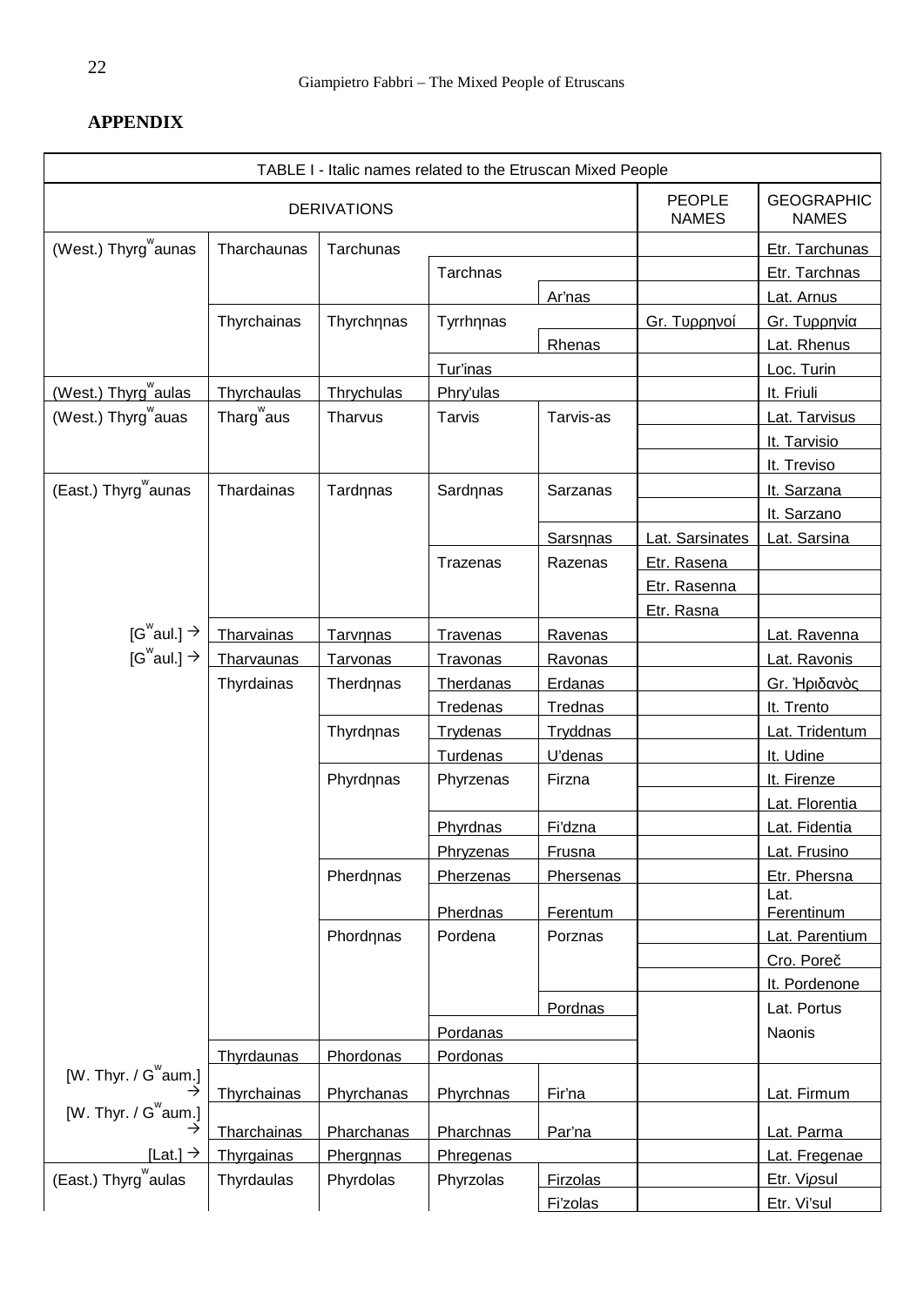## APPENDIX

| TABLE I - Italic names related to the Etruscan Mixed People | | | | | | |
|---|---|---|---|---|---|---|
| DERIVATIONS | | | | | PEOPLE NAMES | GEOGRAPHIC NAMES |
| (West.) Thyrg$^w$aunas | Tharchaunas | Tarchunas | | | | Etr. Tarchunas |
| | | | Tarchnas | | | Etr. Tarchnas |
| | | | | Ar'nas | | Lat. Arnus |
| | Thyrchainas | Thyrchηnas | Tyrrhηnas | | Gr. Τυρρηνοί | Gr. Τυρρηνία |
| | | | | Rhenas | | Lat. Rhenus |
| | | | Tur'inas | | | Loc. Turin |
| (West.) Thyrg$^w$aulas | Thyrchaulas | Thrychulas | Phry'ulas | | | It. Friuli |
| (West.) Thyrg$^w$auas | Tharg$^w$aus | Tharvus | Tarvis | Tarvis-as | | Lat. Tarvisus |
| | | | | | | It. Tarvisio |
| | | | | | | It. Treviso |
| (East.) Thyrg$^w$aunas | Thardainas | Tardηnas | Sardηnas | Sarzanas | | It. Sarzana |
| | | | | | | It. Sarzano |
| | | | | Sarsηnas | Lat. Sarsinates | Lat. Sarsina |
| | | | Trazenas | Razenas | Etr. Rasena | |
| | | | | | Etr. Rasenna | |
| | | | | | Etr. Rasna | |
| [G$^w$aul.] → | Tharvainas | Tarvηnas | Travenas | Ravenas | | Lat. Ravenna |
| [G$^w$aul.] → | Tharvaunas | Tarvonas | Travonas | Ravonas | | Lat. Ravonis |
| | Thyrdainas | Therdηnas | Therdanas | Erdanas | | Gr. Ἠριδανὸς |
| | | | Tredenas | Trednas | | It. Trento |
| | | Thyrdηnas | Trydenas | Tryddnas | | Lat. Tridentum |
| | | | Turdenas | U'denas | | It. Udine |
| | | Phyrdηnas | Phyrzenas | Firzna | | It. Firenze |
| | | | | | | Lat. Florentia |
| | | | Phyrdnas | Fi'dzna | | Lat. Fidentia |
| | | | Phryzenas | Frusna | | Lat. Frusino |
| | | Pherdηnas | Pherzenas | Phersenas | | Etr. Phersna |
| | | | Pherdnas | Ferentum | | Lat. Ferentinum |
| | | Phordηnas | Pordena | Porznas | | Lat. Parentium |
| | | | | | | Cro. Poreč |
| | | | | | | It. Pordenone |
| | | | | Pordnas | | Lat. Portus |
| | | | Pordanas | | | Naonis |
| | Thyrdaunas | Phordonas | Pordonas | | | |
| [W. Thyr. / G$^w$aum.] → | Thyrchainas | Phyrchanas | Phyrchnas | Fir'na | | Lat. Firmum |
| [W. Thyr. / G$^w$aum.] → | Tharchainas | Pharchanas | Pharchnas | Par'na | | Lat. Parma |
| [Lat.] → | Thyrgainas | Phergηnas | Phregenas | | | Lat. Fregenae |
| (East.) Thyrg$^w$aulas | Thyrdaulas | Phyrdolas | Phyrzolas | Firzolas | | Etr. Viρsul |
| | | | | Fi'zolas | | Etr. Vi'sul |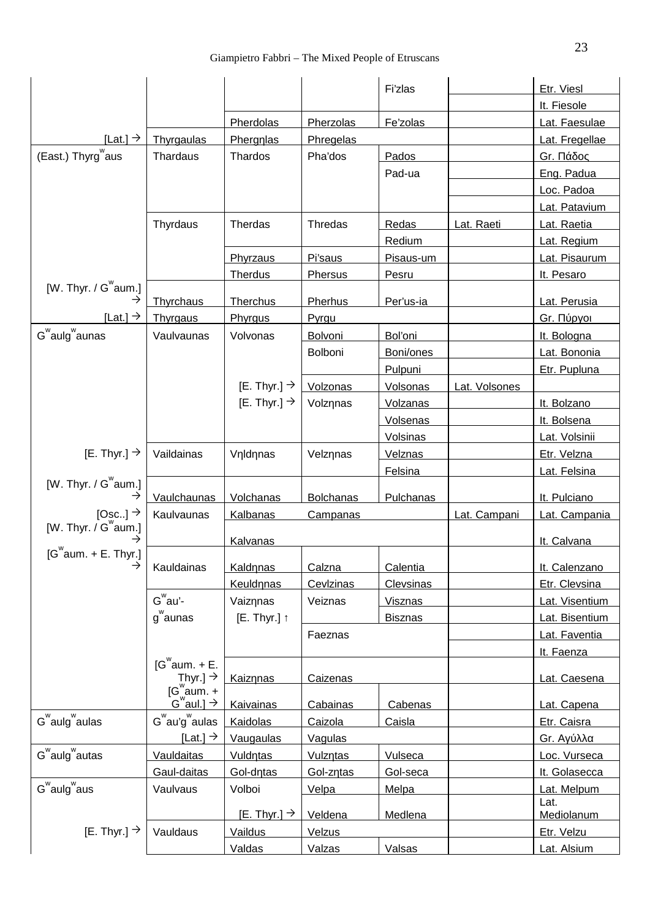| | | | | | | |
|---|---|---|---|---|---|---|
| | | | | Fi'zlas | | Etr. Viesl |
| | | | | | | It. Fiesole |
| | | Pherdolas | Pherzolas | Fe'zolas | | Lat. Faesulae |
| [Lat.] → | Thyrgaulas | Phergŋlas | Phregelas | | | Lat. Fregellae |
| (East.) Thyrg$^{w}$aus | Thardaus | Thardos | Pha'dos | Pados | | Gr. Πάδος |
| | | | | Pad-ua | | Eng. Padua |
| | | | | | | Loc. Padoa |
| | | | | | | Lat. Patavium |
| | Thyrdaus | Therdas | Thredas | Redas | Lat. Raeti | Lat. Raetia |
| | | | | Redium | | Lat. Regium |
| | | Phyrzaus | Pi'saus | Pisaus-um | | Lat. Pisaurum |
| | | Therdus | Phersus | Pesru | | It. Pesaro |
| [W. Thyr. / G$^{w}$aum.] → | Thyrchaus | Therchus | Pherhus | Per'us-ia | | Lat. Perusia |
| [Lat.] → | Thyrgaus | Phyrgus | Pyrgu | | | Gr. Πύργοι |
| G$^{w}$aulg$^{w}$aunas | Vaulvaunas | Volvonas | Bolvoni | Bol'oni | | It. Bologna |
| | | | Bolboni | Boni/ones | | Lat. Bononia |
| | | | | Pulpuni | | Etr. Pupluna |
| | | [E. Thyr.] → | Volzonas | Volsonas | Lat. Volsones | |
| | | [E. Thyr.] → | Volzŋnas | Volzanas | | It. Bolzano |
| | | | | Volsenas | | It. Bolsena |
| | | | | Volsinas | | Lat. Volsinii |
| [E. Thyr.] → | Vaildainas | Vŋldŋnas | Velzŋnas | Velznas | | Etr. Velzna |
| | | | | Felsina | | Lat. Felsina |
| [W. Thyr. / G$^{w}$aum.] → | Vaulchaunas | Volchanas | Bolchanas | Pulchanas | | It. Pulciano |
| [Osc..] → | Kaulvaunas | Kalbanas | Campanas | | Lat. Campani | Lat. Campania |
| [W. Thyr. / G$^{w}$aum.] → | | Kalvanas | | | | It. Calvana |
| [G$^{w}$aum. + E. Thyr.] → | Kauldainas | Kaldŋnas | Calzna | Calentia | | It. Calenzano |
| | | Keuldŋnas | Cevlzinas | Clevsinas | | Etr. Clevsina |
| | G$^{w}$au'-g$^{w}$aunas | Vaizŋnas | Veiznas | Visznas | | Lat. Visentium |
| | | [E. Thyr.] ↑ | | Bisznas | | Lat. Bisentium |
| | | | Faeznas | | | Lat. Faventia |
| | | | | | | It. Faenza |
| | [G$^{w}$aum. + E. Thyr.] → | Kaizŋnas | Caizenas | | | Lat. Caesena |
| | [G$^{w}$aum. + G$^{w}$aul.] → | Kaivainas | Cabainas | Cabenas | | Lat. Capena |
| G$^{w}$aulg$^{w}$aulas | G$^{w}$au'g$^{w}$aulas | Kaidolas | Caizola | Caisla | | Etr. Caisra |
| | [Lat.] → | Vaugaulas | Vagulas | | | Gr. Αγύλλα |
| G$^{w}$aulg$^{w}$autas | Vauldaitas | Vuldŋtas | Vulzŋtas | Vulseca | | Loc. Vurseca |
| | Gaul-daitas | Gol-dŋtas | Gol-zŋtas | Gol-seca | | It. Golasecca |
| G$^{w}$aulg$^{w}$aus | Vaulvaus | Volboi | Velpa | Melpa | | Lat. Melpum |
| | | [E. Thyr.] → | Veldena | Medlena | | Lat. Mediolanum |
| [E. Thyr.] → | Vauldaus | Vaildus | Velzus | | | Etr. Velzu |
| | | Valdas | Valzas | Valsas | | Lat. Alsium |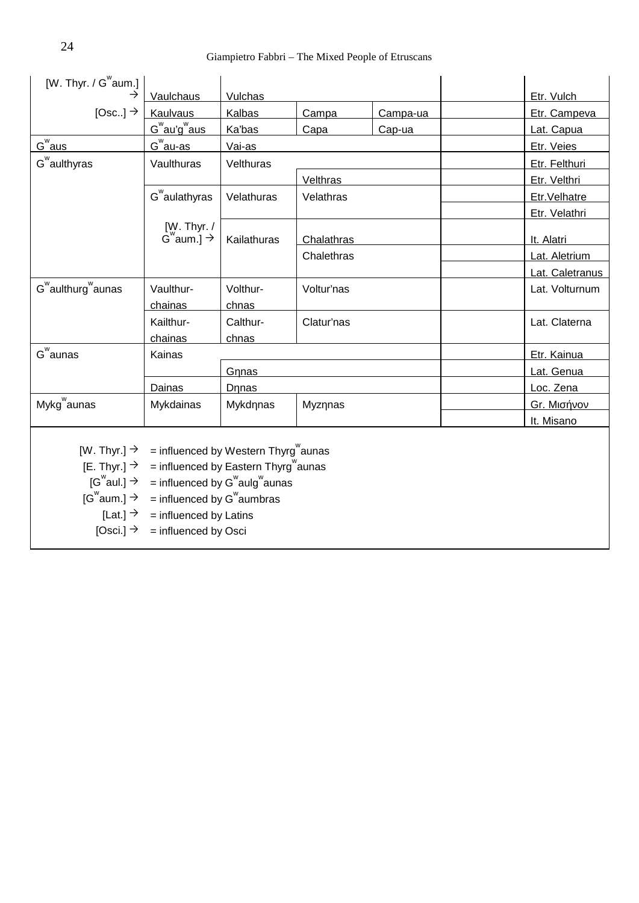| | | | | | | |
|---|---|---|---|---|---|---|
| [W. Thyr. / G$^{w}$aum.] → | Vaulchaus | Vulchas | | | | Etr. Vulch |
| [Osc..] → | Kaulvaus | Kalbas | Campa | Campa-ua | | Etr. Campeva |
| | G$^{w}$au'g$^{w}$aus | Ka'bas | Capa | Cap-ua | | Lat. Capua |
| G$^{w}$aus | G$^{w}$au-as | Vai-as | | | | Etr. Veies |
| G$^{w}$aulthyras | Vaulthuras | Velthuras | | | | Etr. Felthuri |
| | | | Velthras | | | Etr. Velthri |
| | G$^{w}$aulathyras | Velathuras | Velathras | | | Etr.Velhatre |
| | | | | | | Etr. Velathri |
| | [W. Thyr. / G$^{w}$aum.] → | Kailathuras | Chalathras | | | It. Alatri |
| | | | Chalethras | | | Lat. Aletrium |
| | | | | | | Lat. Caletranus |
| G$^{w}$aulthurg$^{w}$aunas | Vaulthur-chainas | Volthur-chnas | Voltur'nas | | | Lat. Volturnum |
| | Kailthur-chainas | Calthur-chnas | Clatur'nas | | | Lat. Claterna |
| G$^{w}$aunas | Kainas | | | | | Etr. Kainua |
| | | Gηnas | | | | Lat. Genua |
| | Dainas | Dηnas | | | | Loc. Zena |
| Mykg$^{w}$aunas | Mykdainas | Mykdηnas | Myzηnas | | | Gr. Μισήνον |
| | | | | | | It. Misano |

[W. Thyr.] → = influenced by Western Thyrg$^{w}$aunas
[E. Thyr.] → = influenced by Eastern Thyrg$^{w}$aunas
[G$^{w}$aul.] → = influenced by G$^{w}$aulg$^{w}$aunas
[G$^{w}$aum.] → = influenced by G$^{w}$aumbras
[Lat.] → = influenced by Latins
[Osci.] → = influenced by Osci